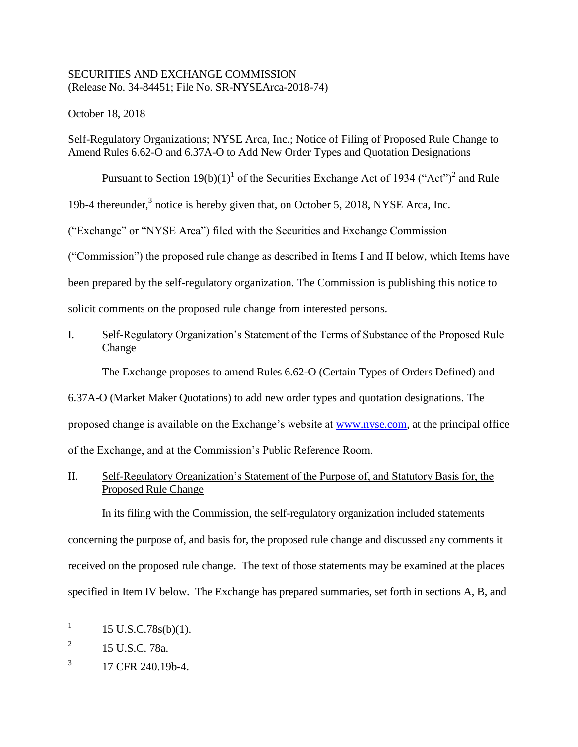SECURITIES AND EXCHANGE COMMISSION
(Release No. 34-84451; File No. SR-NYSEArca-2018-74)

October 18, 2018

Self-Regulatory Organizations; NYSE Arca, Inc.; Notice of Filing of Proposed Rule Change to Amend Rules 6.62-O and 6.37A-O to Add New Order Types and Quotation Designations

Pursuant to Section 19(b)(1)[1] of the Securities Exchange Act of 1934 ("Act")[2] and Rule 19b-4 thereunder,[3] notice is hereby given that, on October 5, 2018, NYSE Arca, Inc. ("Exchange" or "NYSE Arca") filed with the Securities and Exchange Commission ("Commission") the proposed rule change as described in Items I and II below, which Items have been prepared by the self-regulatory organization. The Commission is publishing this notice to solicit comments on the proposed rule change from interested persons.

## I. Self-Regulatory Organization's Statement of the Terms of Substance of the Proposed Rule Change

The Exchange proposes to amend Rules 6.62-O (Certain Types of Orders Defined) and 6.37A-O (Market Maker Quotations) to add new order types and quotation designations. The proposed change is available on the Exchange's website at www.nyse.com, at the principal office of the Exchange, and at the Commission's Public Reference Room.

## II. Self-Regulatory Organization's Statement of the Purpose of, and Statutory Basis for, the Proposed Rule Change

In its filing with the Commission, the self-regulatory organization included statements concerning the purpose of, and basis for, the proposed rule change and discussed any comments it received on the proposed rule change. The text of those statements may be examined at the places specified in Item IV below. The Exchange has prepared summaries, set forth in sections A, B, and

---

[1] 15 U.S.C.78s(b)(1).

[2] 15 U.S.C. 78a.

[3] 17 CFR 240.19b-4.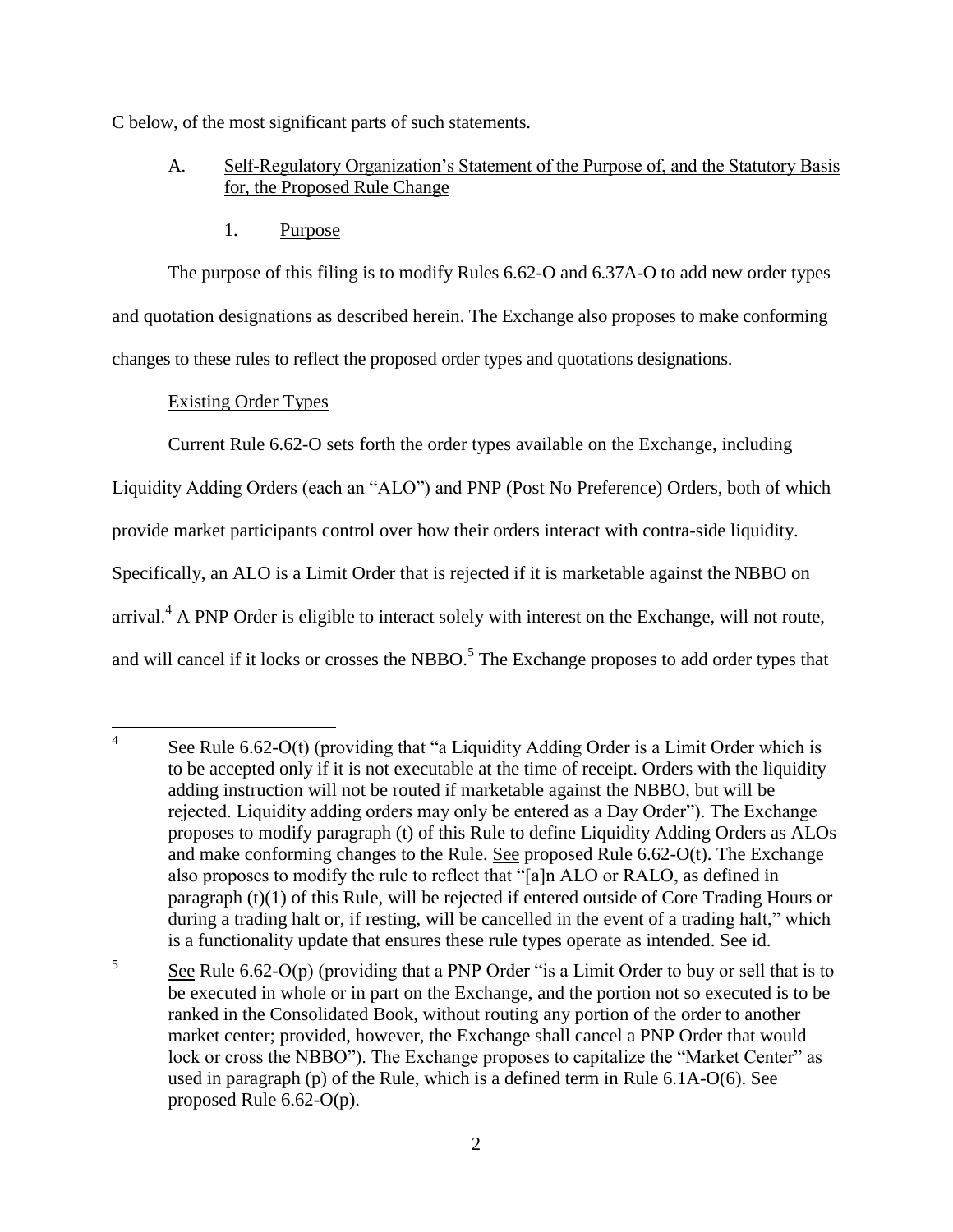C below, of the most significant parts of such statements.

A. Self-Regulatory Organization's Statement of the Purpose of, and the Statutory Basis for, the Proposed Rule Change

1. Purpose

The purpose of this filing is to modify Rules 6.62-O and 6.37A-O to add new order types and quotation designations as described herein. The Exchange also proposes to make conforming changes to these rules to reflect the proposed order types and quotations designations.

Existing Order Types

Current Rule 6.62-O sets forth the order types available on the Exchange, including Liquidity Adding Orders (each an "ALO") and PNP (Post No Preference) Orders, both of which provide market participants control over how their orders interact with contra-side liquidity. Specifically, an ALO is a Limit Order that is rejected if it is marketable against the NBBO on arrival.[4] A PNP Order is eligible to interact solely with interest on the Exchange, will not route, and will cancel if it locks or crosses the NBBO.[5] The Exchange proposes to add order types that

---

[4] See Rule 6.62-O(t) (providing that "a Liquidity Adding Order is a Limit Order which is to be accepted only if it is not executable at the time of receipt. Orders with the liquidity adding instruction will not be routed if marketable against the NBBO, but will be rejected. Liquidity adding orders may only be entered as a Day Order"). The Exchange proposes to modify paragraph (t) of this Rule to define Liquidity Adding Orders as ALOs and make conforming changes to the Rule. See proposed Rule 6.62-O(t). The Exchange also proposes to modify the rule to reflect that "[a]n ALO or RALO, as defined in paragraph (t)(1) of this Rule, will be rejected if entered outside of Core Trading Hours or during a trading halt or, if resting, will be cancelled in the event of a trading halt," which is a functionality update that ensures these rule types operate as intended. See id.

[5] See Rule 6.62-O(p) (providing that a PNP Order "is a Limit Order to buy or sell that is to be executed in whole or in part on the Exchange, and the portion not so executed is to be ranked in the Consolidated Book, without routing any portion of the order to another market center; provided, however, the Exchange shall cancel a PNP Order that would lock or cross the NBBO"). The Exchange proposes to capitalize the "Market Center" as used in paragraph (p) of the Rule, which is a defined term in Rule 6.1A-O(6). See proposed Rule 6.62-O(p).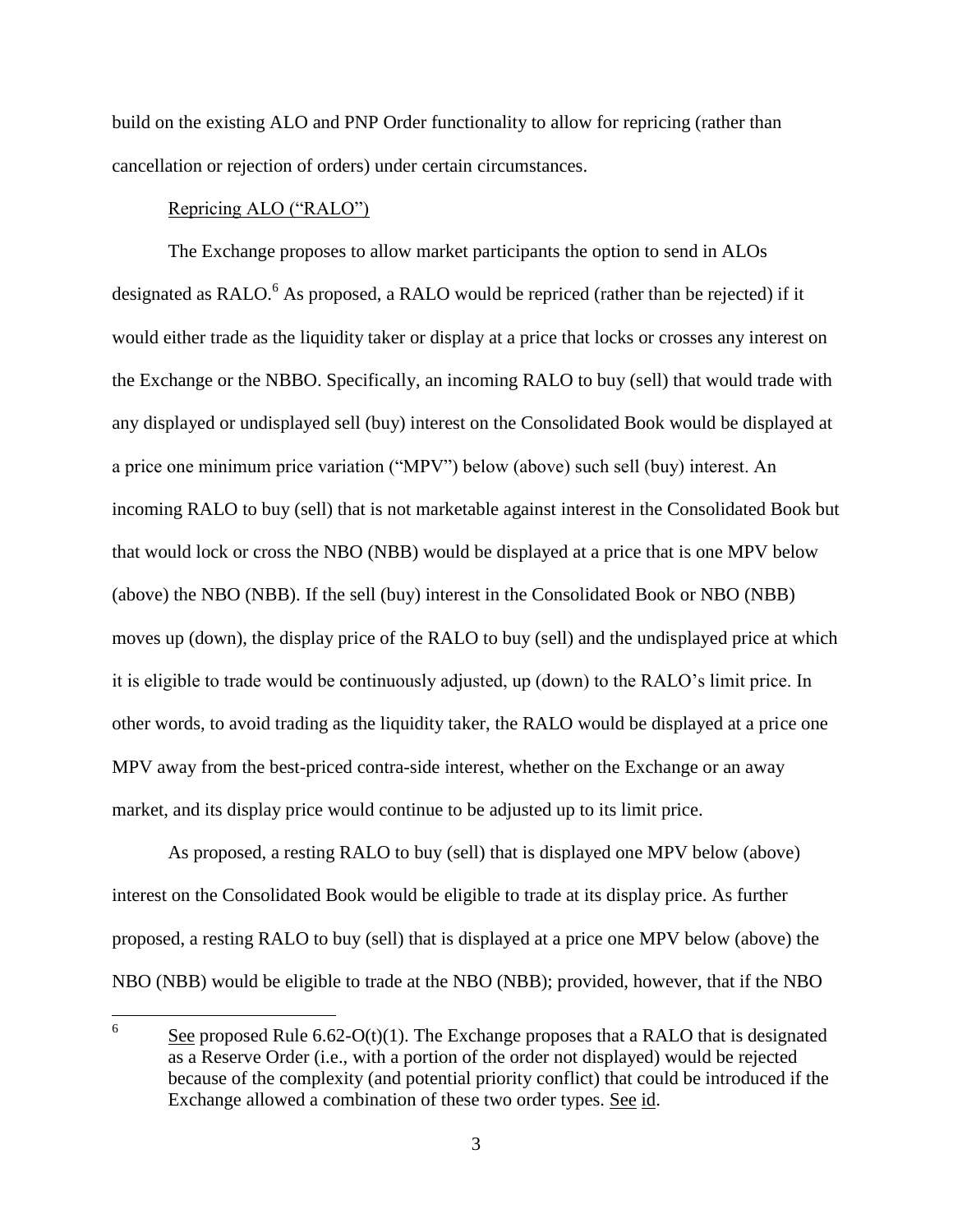build on the existing ALO and PNP Order functionality to allow for repricing (rather than cancellation or rejection of orders) under certain circumstances.

Repricing ALO ("RALO")

The Exchange proposes to allow market participants the option to send in ALOs designated as RALO.[6] As proposed, a RALO would be repriced (rather than be rejected) if it would either trade as the liquidity taker or display at a price that locks or crosses any interest on the Exchange or the NBBO. Specifically, an incoming RALO to buy (sell) that would trade with any displayed or undisplayed sell (buy) interest on the Consolidated Book would be displayed at a price one minimum price variation ("MPV") below (above) such sell (buy) interest. An incoming RALO to buy (sell) that is not marketable against interest in the Consolidated Book but that would lock or cross the NBO (NBB) would be displayed at a price that is one MPV below (above) the NBO (NBB). If the sell (buy) interest in the Consolidated Book or NBO (NBB) moves up (down), the display price of the RALO to buy (sell) and the undisplayed price at which it is eligible to trade would be continuously adjusted, up (down) to the RALO's limit price. In other words, to avoid trading as the liquidity taker, the RALO would be displayed at a price one MPV away from the best-priced contra-side interest, whether on the Exchange or an away market, and its display price would continue to be adjusted up to its limit price.

As proposed, a resting RALO to buy (sell) that is displayed one MPV below (above) interest on the Consolidated Book would be eligible to trade at its display price. As further proposed, a resting RALO to buy (sell) that is displayed at a price one MPV below (above) the NBO (NBB) would be eligible to trade at the NBO (NBB); provided, however, that if the NBO

---

[6] See proposed Rule 6.62-O(t)(1). The Exchange proposes that a RALO that is designated as a Reserve Order (i.e., with a portion of the order not displayed) would be rejected because of the complexity (and potential priority conflict) that could be introduced if the Exchange allowed a combination of these two order types. See id.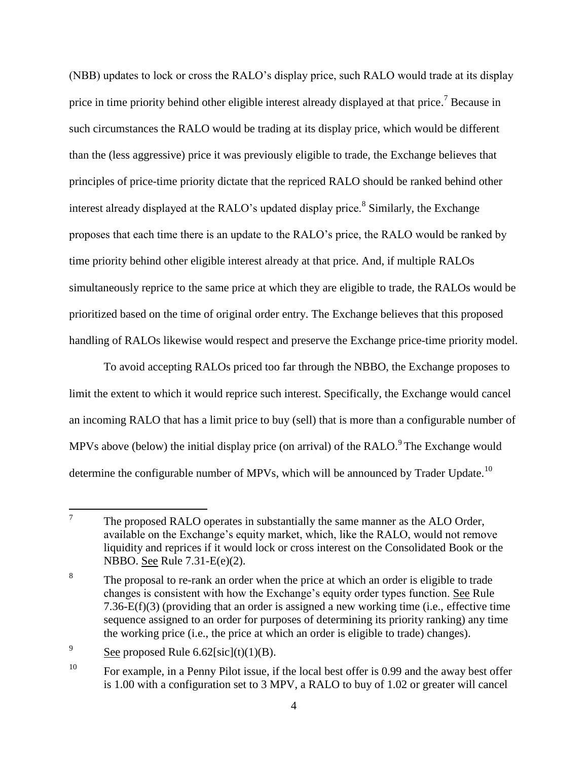(NBB) updates to lock or cross the RALO's display price, such RALO would trade at its display price in time priority behind other eligible interest already displayed at that price.[7] Because in such circumstances the RALO would be trading at its display price, which would be different than the (less aggressive) price it was previously eligible to trade, the Exchange believes that principles of price-time priority dictate that the repriced RALO should be ranked behind other interest already displayed at the RALO's updated display price.[8] Similarly, the Exchange proposes that each time there is an update to the RALO's price, the RALO would be ranked by time priority behind other eligible interest already at that price. And, if multiple RALOs simultaneously reprice to the same price at which they are eligible to trade, the RALOs would be prioritized based on the time of original order entry. The Exchange believes that this proposed handling of RALOs likewise would respect and preserve the Exchange price-time priority model.

To avoid accepting RALOs priced too far through the NBBO, the Exchange proposes to limit the extent to which it would reprice such interest. Specifically, the Exchange would cancel an incoming RALO that has a limit price to buy (sell) that is more than a configurable number of MPVs above (below) the initial display price (on arrival) of the RALO.[9] The Exchange would determine the configurable number of MPVs, which will be announced by Trader Update.[10]

---

[7] The proposed RALO operates in substantially the same manner as the ALO Order, available on the Exchange's equity market, which, like the RALO, would not remove liquidity and reprices if it would lock or cross interest on the Consolidated Book or the NBBO. See Rule 7.31-E(e)(2).

[8] The proposal to re-rank an order when the price at which an order is eligible to trade changes is consistent with how the Exchange's equity order types function. See Rule 7.36-E(f)(3) (providing that an order is assigned a new working time (i.e., effective time sequence assigned to an order for purposes of determining its priority ranking) any time the working price (i.e., the price at which an order is eligible to trade) changes).

[9] See proposed Rule 6.62[sic](t)(1)(B).

[10] For example, in a Penny Pilot issue, if the local best offer is 0.99 and the away best offer is 1.00 with a configuration set to 3 MPV, a RALO to buy of 1.02 or greater will cancel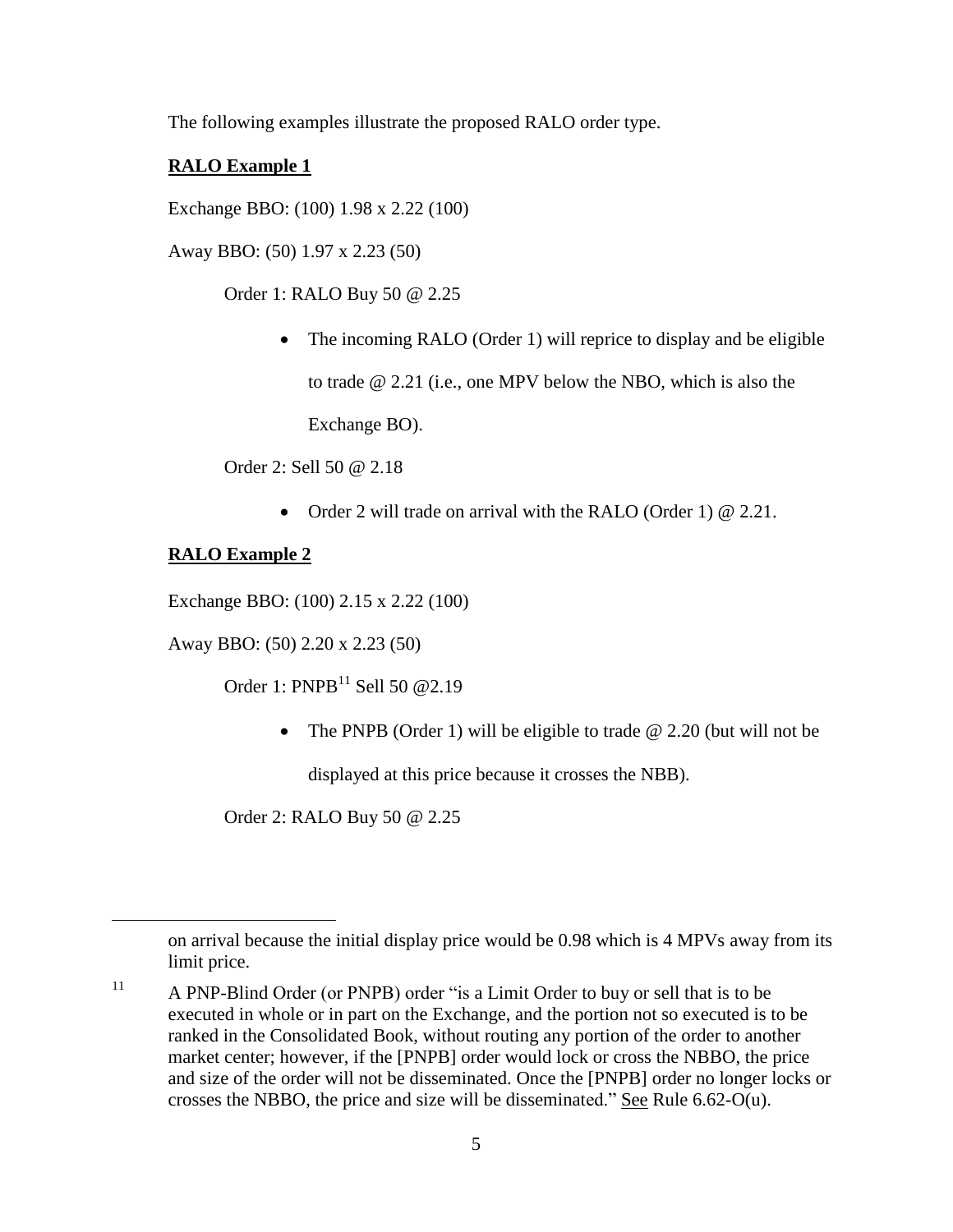The following examples illustrate the proposed RALO order type.

**RALO Example 1**

Exchange BBO: (100) 1.98 x 2.22 (100)

Away BBO: (50) 1.97 x 2.23 (50)

Order 1: RALO Buy 50 @ 2.25

- The incoming RALO (Order 1) will reprice to display and be eligible to trade @ 2.21 (i.e., one MPV below the NBO, which is also the Exchange BO).

Order 2: Sell 50 @ 2.18

- Order 2 will trade on arrival with the RALO (Order 1) @ 2.21.

**RALO Example 2**

Exchange BBO: (100) 2.15 x 2.22 (100)

Away BBO: (50) 2.20 x 2.23 (50)

Order 1: PNPB[11] Sell 50 @2.19

- The PNPB (Order 1) will be eligible to trade @ 2.20 (but will not be displayed at this price because it crosses the NBB).

Order 2: RALO Buy 50 @ 2.25

---

on arrival because the initial display price would be 0.98 which is 4 MPVs away from its limit price.

[11] A PNP-Blind Order (or PNPB) order "is a Limit Order to buy or sell that is to be executed in whole or in part on the Exchange, and the portion not so executed is to be ranked in the Consolidated Book, without routing any portion of the order to another market center; however, if the [PNPB] order would lock or cross the NBBO, the price and size of the order will not be disseminated. Once the [PNPB] order no longer locks or crosses the NBBO, the price and size will be disseminated." See Rule 6.62-O(u).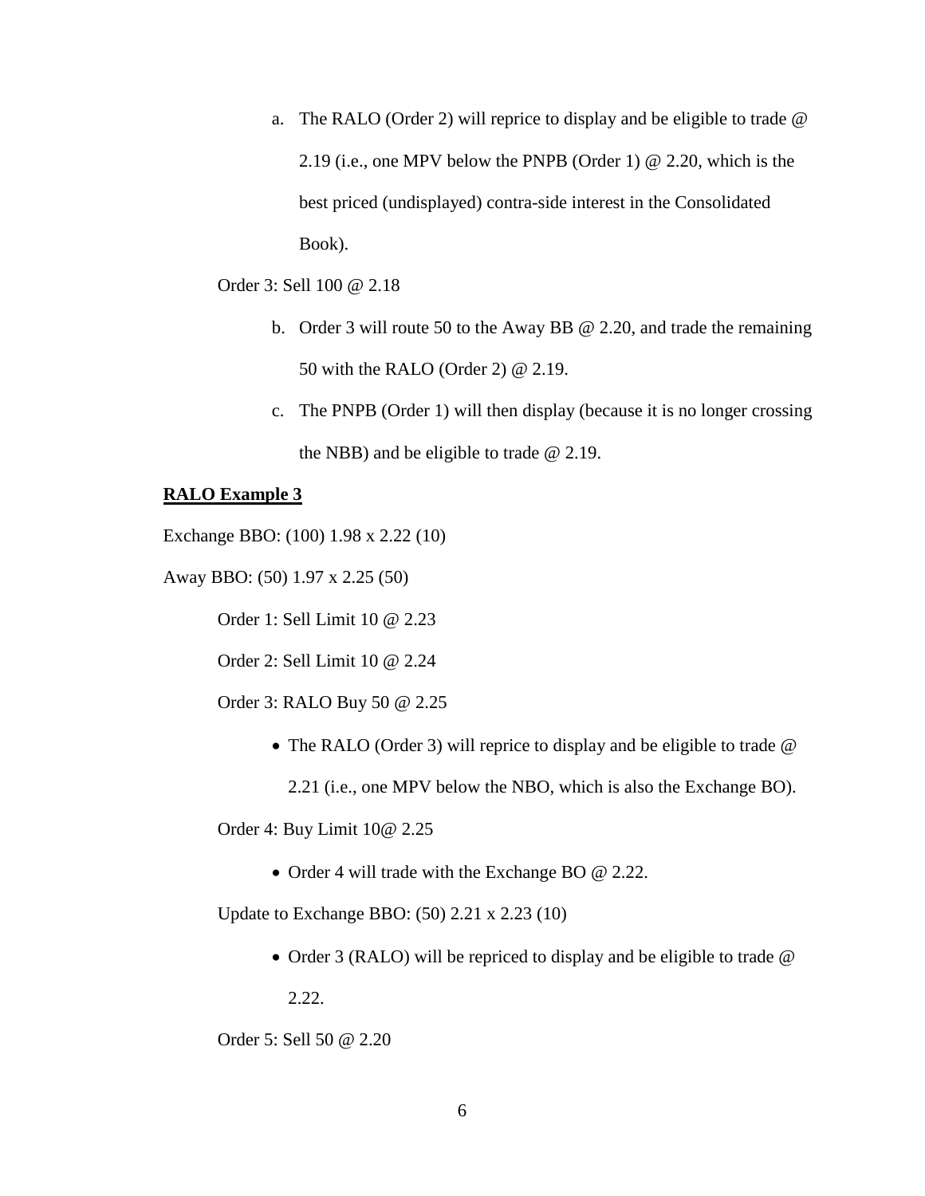a. The RALO (Order 2) will reprice to display and be eligible to trade @ 2.19 (i.e., one MPV below the PNPB (Order 1) @ 2.20, which is the best priced (undisplayed) contra-side interest in the Consolidated Book).

Order 3: Sell 100 @ 2.18

b. Order 3 will route 50 to the Away BB @ 2.20, and trade the remaining 50 with the RALO (Order 2) @ 2.19.

c. The PNPB (Order 1) will then display (because it is no longer crossing the NBB) and be eligible to trade @ 2.19.

**<u>RALO Example 3</u>**

Exchange BBO: (100) 1.98 x 2.22 (10)

Away BBO: (50) 1.97 x 2.25 (50)

Order 1: Sell Limit 10 @ 2.23

Order 2: Sell Limit 10 @ 2.24

Order 3: RALO Buy 50 @ 2.25

- The RALO (Order 3) will reprice to display and be eligible to trade @ 2.21 (i.e., one MPV below the NBO, which is also the Exchange BO).

Order 4: Buy Limit 10@ 2.25

- Order 4 will trade with the Exchange BO @ 2.22.

Update to Exchange BBO: (50) 2.21 x 2.23 (10)

- Order 3 (RALO) will be repriced to display and be eligible to trade @ 2.22.

Order 5: Sell 50 @ 2.20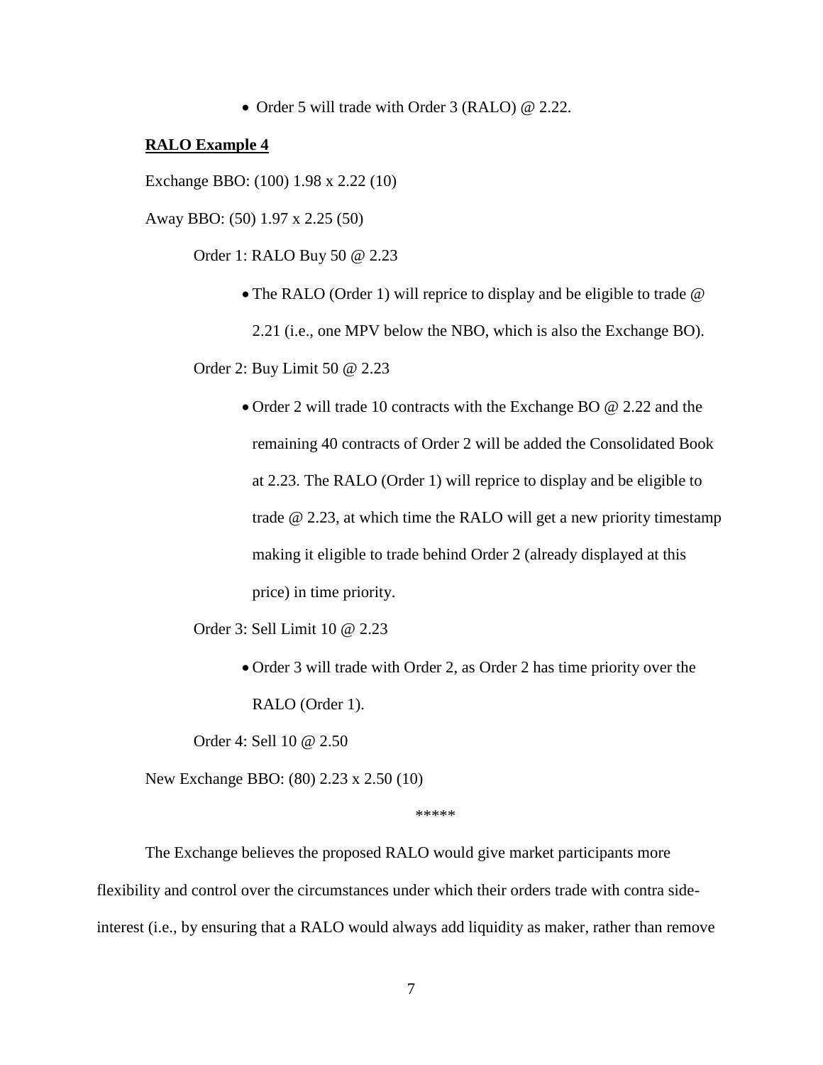- Order 5 will trade with Order 3 (RALO) @ 2.22.

**RALO Example 4**

Exchange BBO: (100) 1.98 x 2.22 (10)

Away BBO: (50) 1.97 x 2.25 (50)

Order 1: RALO Buy 50 @ 2.23

- The RALO (Order 1) will reprice to display and be eligible to trade @ 2.21 (i.e., one MPV below the NBO, which is also the Exchange BO).

Order 2: Buy Limit 50 @ 2.23

- Order 2 will trade 10 contracts with the Exchange BO @ 2.22 and the remaining 40 contracts of Order 2 will be added the Consolidated Book at 2.23. The RALO (Order 1) will reprice to display and be eligible to trade @ 2.23, at which time the RALO will get a new priority timestamp making it eligible to trade behind Order 2 (already displayed at this price) in time priority.

Order 3: Sell Limit 10 @ 2.23

- Order 3 will trade with Order 2, as Order 2 has time priority over the RALO (Order 1).

Order 4: Sell 10 @ 2.50

New Exchange BBO: (80) 2.23 x 2.50 (10)

\*\*\*\*\*

The Exchange believes the proposed RALO would give market participants more flexibility and control over the circumstances under which their orders trade with contra side-interest (i.e., by ensuring that a RALO would always add liquidity as maker, rather than remove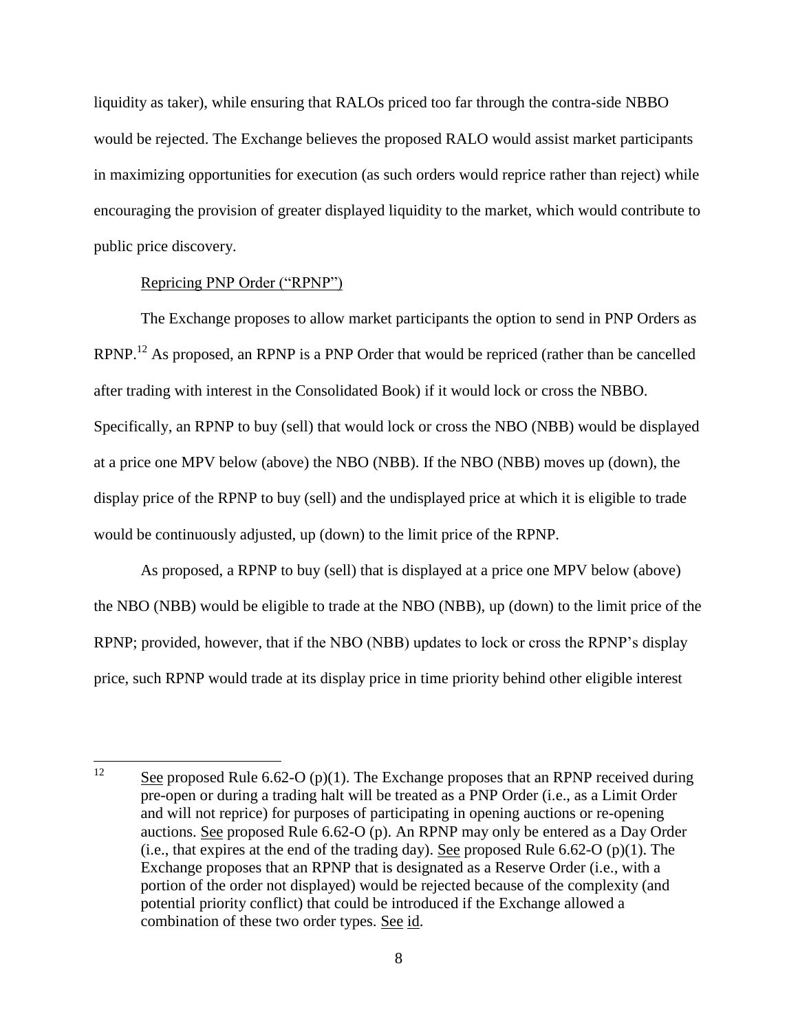liquidity as taker), while ensuring that RALOs priced too far through the contra-side NBBO would be rejected. The Exchange believes the proposed RALO would assist market participants in maximizing opportunities for execution (as such orders would reprice rather than reject) while encouraging the provision of greater displayed liquidity to the market, which would contribute to public price discovery.

Repricing PNP Order ("RPNP")

The Exchange proposes to allow market participants the option to send in PNP Orders as RPNP.[12] As proposed, an RPNP is a PNP Order that would be repriced (rather than be cancelled after trading with interest in the Consolidated Book) if it would lock or cross the NBBO. Specifically, an RPNP to buy (sell) that would lock or cross the NBO (NBB) would be displayed at a price one MPV below (above) the NBO (NBB). If the NBO (NBB) moves up (down), the display price of the RPNP to buy (sell) and the undisplayed price at which it is eligible to trade would be continuously adjusted, up (down) to the limit price of the RPNP.

As proposed, a RPNP to buy (sell) that is displayed at a price one MPV below (above) the NBO (NBB) would be eligible to trade at the NBO (NBB), up (down) to the limit price of the RPNP; provided, however, that if the NBO (NBB) updates to lock or cross the RPNP's display price, such RPNP would trade at its display price in time priority behind other eligible interest

---

[12] See proposed Rule 6.62-O (p)(1). The Exchange proposes that an RPNP received during pre-open or during a trading halt will be treated as a PNP Order (i.e., as a Limit Order and will not reprice) for purposes of participating in opening auctions or re-opening auctions. See proposed Rule 6.62-O (p). An RPNP may only be entered as a Day Order (i.e., that expires at the end of the trading day). See proposed Rule 6.62-O (p)(1). The Exchange proposes that an RPNP that is designated as a Reserve Order (i.e., with a portion of the order not displayed) would be rejected because of the complexity (and potential priority conflict) that could be introduced if the Exchange allowed a combination of these two order types. See id.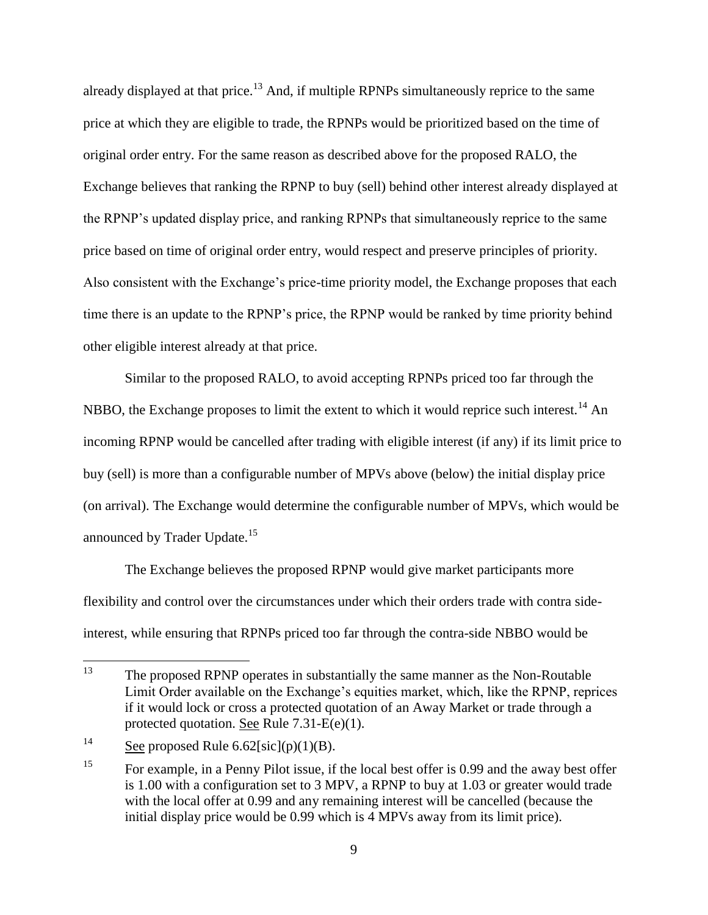already displayed at that price.[13] And, if multiple RPNPs simultaneously reprice to the same price at which they are eligible to trade, the RPNPs would be prioritized based on the time of original order entry. For the same reason as described above for the proposed RALO, the Exchange believes that ranking the RPNP to buy (sell) behind other interest already displayed at the RPNP's updated display price, and ranking RPNPs that simultaneously reprice to the same price based on time of original order entry, would respect and preserve principles of priority. Also consistent with the Exchange's price-time priority model, the Exchange proposes that each time there is an update to the RPNP's price, the RPNP would be ranked by time priority behind other eligible interest already at that price.

Similar to the proposed RALO, to avoid accepting RPNPs priced too far through the NBBO, the Exchange proposes to limit the extent to which it would reprice such interest.[14] An incoming RPNP would be cancelled after trading with eligible interest (if any) if its limit price to buy (sell) is more than a configurable number of MPVs above (below) the initial display price (on arrival). The Exchange would determine the configurable number of MPVs, which would be announced by Trader Update.[15]

The Exchange believes the proposed RPNP would give market participants more flexibility and control over the circumstances under which their orders trade with contra side-interest, while ensuring that RPNPs priced too far through the contra-side NBBO would be

---

[13] The proposed RPNP operates in substantially the same manner as the Non-Routable Limit Order available on the Exchange's equities market, which, like the RPNP, reprices if it would lock or cross a protected quotation of an Away Market or trade through a protected quotation. See Rule 7.31-E(e)(1).

[14] See proposed Rule 6.62[sic](p)(1)(B).

[15] For example, in a Penny Pilot issue, if the local best offer is 0.99 and the away best offer is 1.00 with a configuration set to 3 MPV, a RPNP to buy at 1.03 or greater would trade with the local offer at 0.99 and any remaining interest will be cancelled (because the initial display price would be 0.99 which is 4 MPVs away from its limit price).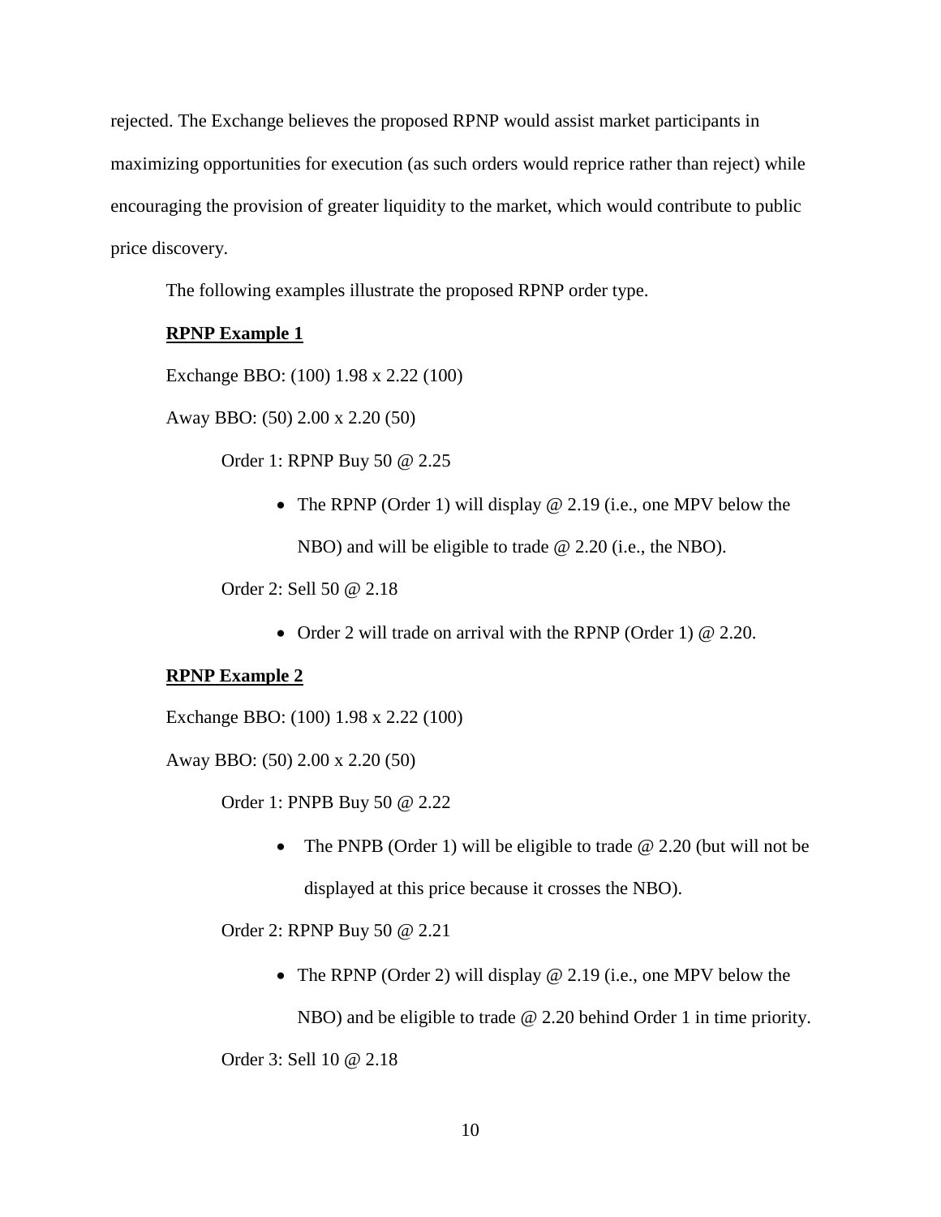rejected. The Exchange believes the proposed RPNP would assist market participants in maximizing opportunities for execution (as such orders would reprice rather than reject) while encouraging the provision of greater liquidity to the market, which would contribute to public price discovery.

The following examples illustrate the proposed RPNP order type.

**RPNP Example 1**

Exchange BBO: (100) 1.98 x 2.22 (100)

Away BBO: (50) 2.00 x 2.20 (50)

Order 1: RPNP Buy 50 @ 2.25

- The RPNP (Order 1) will display @ 2.19 (i.e., one MPV below the NBO) and will be eligible to trade @ 2.20 (i.e., the NBO).

Order 2: Sell 50 @ 2.18

- Order 2 will trade on arrival with the RPNP (Order 1) @ 2.20.

**RPNP Example 2**

Exchange BBO: (100) 1.98 x 2.22 (100)

Away BBO: (50) 2.00 x 2.20 (50)

Order 1: PNPB Buy 50 @ 2.22

- The PNPB (Order 1) will be eligible to trade @ 2.20 (but will not be displayed at this price because it crosses the NBO).

Order 2: RPNP Buy 50 @ 2.21

- The RPNP (Order 2) will display @ 2.19 (i.e., one MPV below the NBO) and be eligible to trade @ 2.20 behind Order 1 in time priority.

Order 3: Sell 10 @ 2.18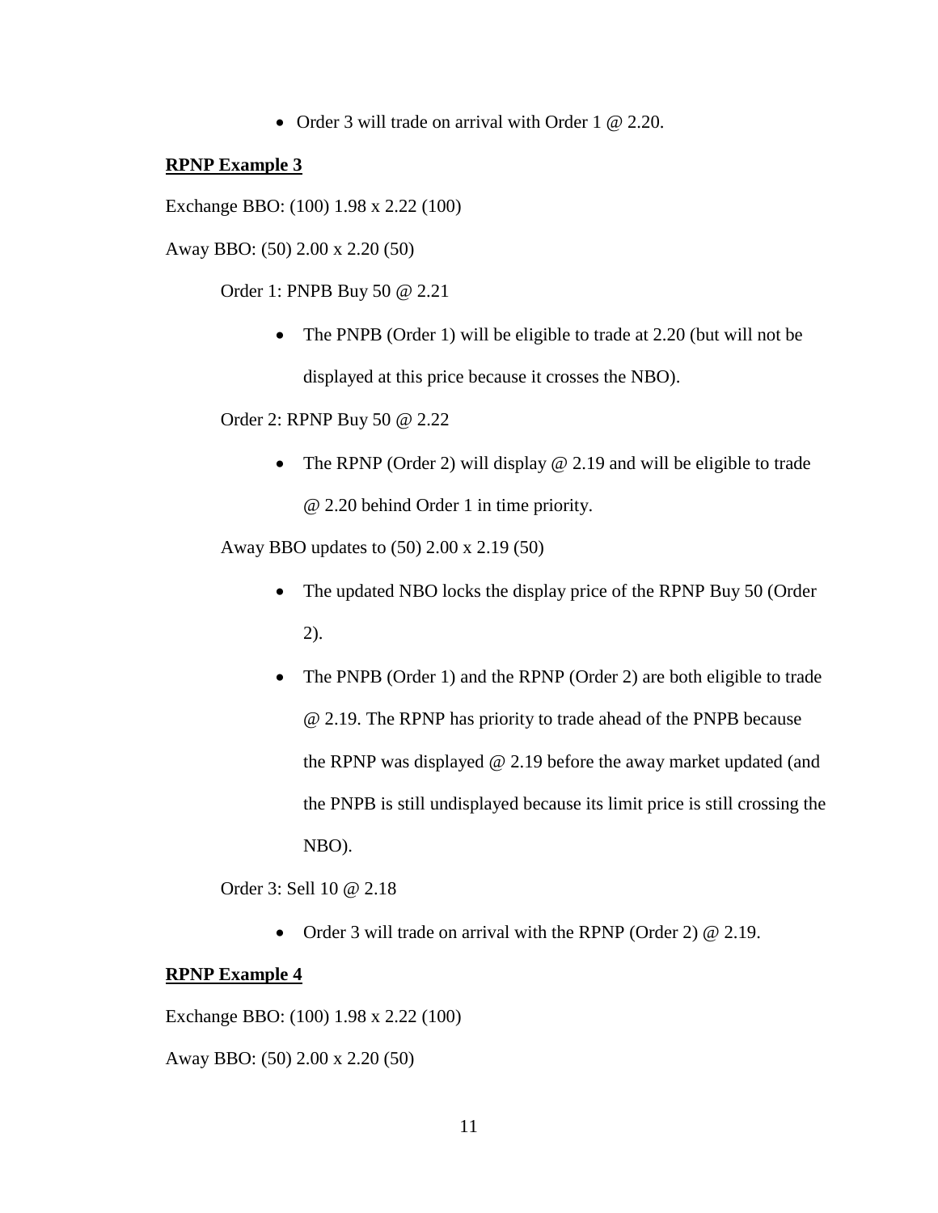- Order 3 will trade on arrival with Order 1 @ 2.20.

**RPNP Example 3**

Exchange BBO: (100) 1.98 x 2.22 (100)

Away BBO: (50) 2.00 x 2.20 (50)

Order 1: PNPB Buy 50 @ 2.21

- The PNPB (Order 1) will be eligible to trade at 2.20 (but will not be displayed at this price because it crosses the NBO).

Order 2: RPNP Buy 50 @ 2.22

- The RPNP (Order 2) will display @ 2.19 and will be eligible to trade @ 2.20 behind Order 1 in time priority.

Away BBO updates to (50) 2.00 x 2.19 (50)

- The updated NBO locks the display price of the RPNP Buy 50 (Order 2).
- The PNPB (Order 1) and the RPNP (Order 2) are both eligible to trade @ 2.19. The RPNP has priority to trade ahead of the PNPB because the RPNP was displayed @ 2.19 before the away market updated (and the PNPB is still undisplayed because its limit price is still crossing the NBO).

Order 3: Sell 10 @ 2.18

- Order 3 will trade on arrival with the RPNP (Order 2) @ 2.19.

**RPNP Example 4**

Exchange BBO: (100) 1.98 x 2.22 (100)

Away BBO: (50) 2.00 x 2.20 (50)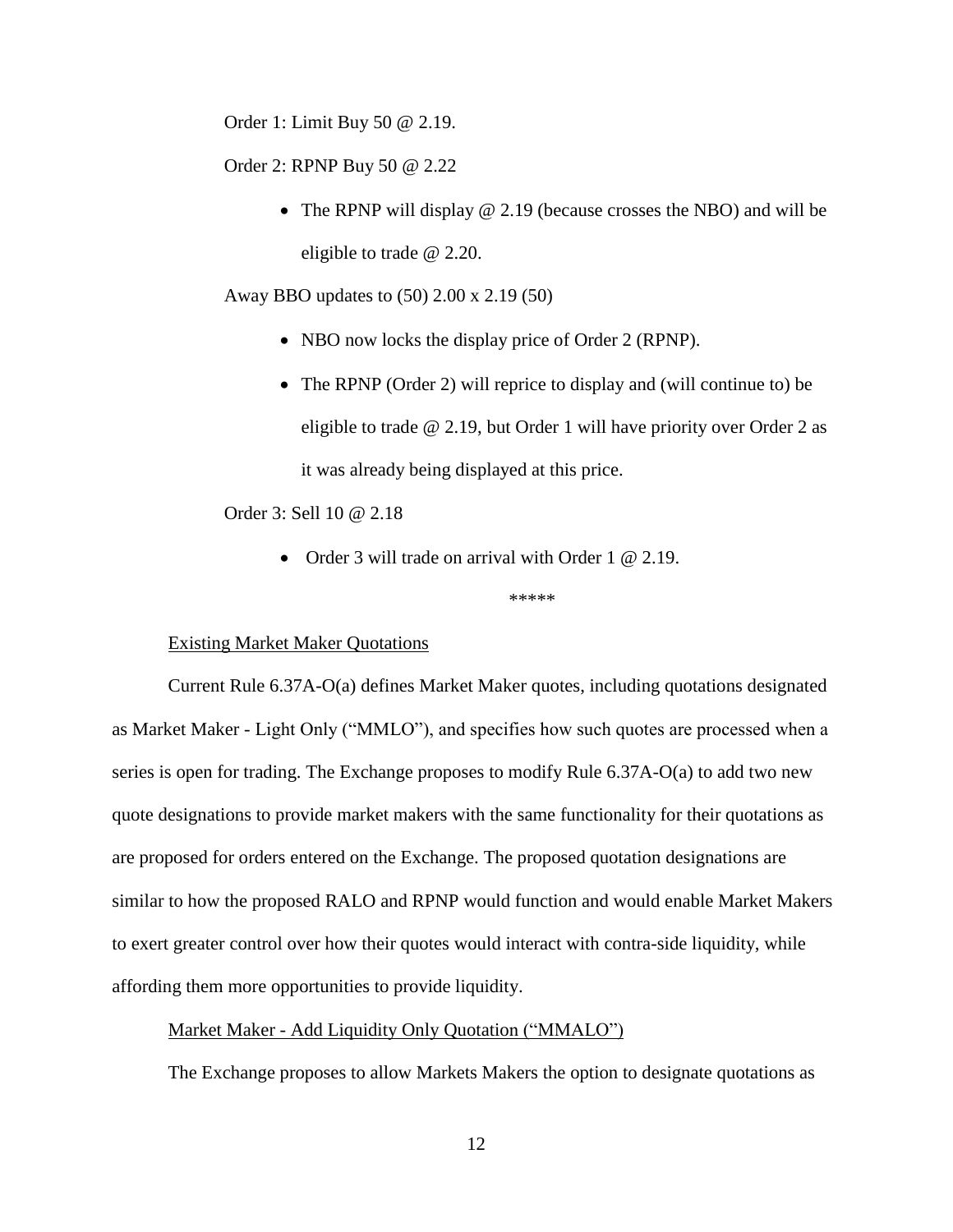Order 1: Limit Buy 50 @ 2.19.

Order 2: RPNP Buy 50 @ 2.22

- The RPNP will display @ 2.19 (because crosses the NBO) and will be eligible to trade @ 2.20.

Away BBO updates to (50) 2.00 x 2.19 (50)

- NBO now locks the display price of Order 2 (RPNP).
- The RPNP (Order 2) will reprice to display and (will continue to) be eligible to trade @ 2.19, but Order 1 will have priority over Order 2 as it was already being displayed at this price.

Order 3: Sell 10 @ 2.18

- Order 3 will trade on arrival with Order 1 @ 2.19.

*****

Existing Market Maker Quotations

Current Rule 6.37A-O(a) defines Market Maker quotes, including quotations designated as Market Maker - Light Only ("MMLO"), and specifies how such quotes are processed when a series is open for trading. The Exchange proposes to modify Rule 6.37A-O(a) to add two new quote designations to provide market makers with the same functionality for their quotations as are proposed for orders entered on the Exchange. The proposed quotation designations are similar to how the proposed RALO and RPNP would function and would enable Market Makers to exert greater control over how their quotes would interact with contra-side liquidity, while affording them more opportunities to provide liquidity.

Market Maker - Add Liquidity Only Quotation ("MMALO")

The Exchange proposes to allow Markets Makers the option to designate quotations as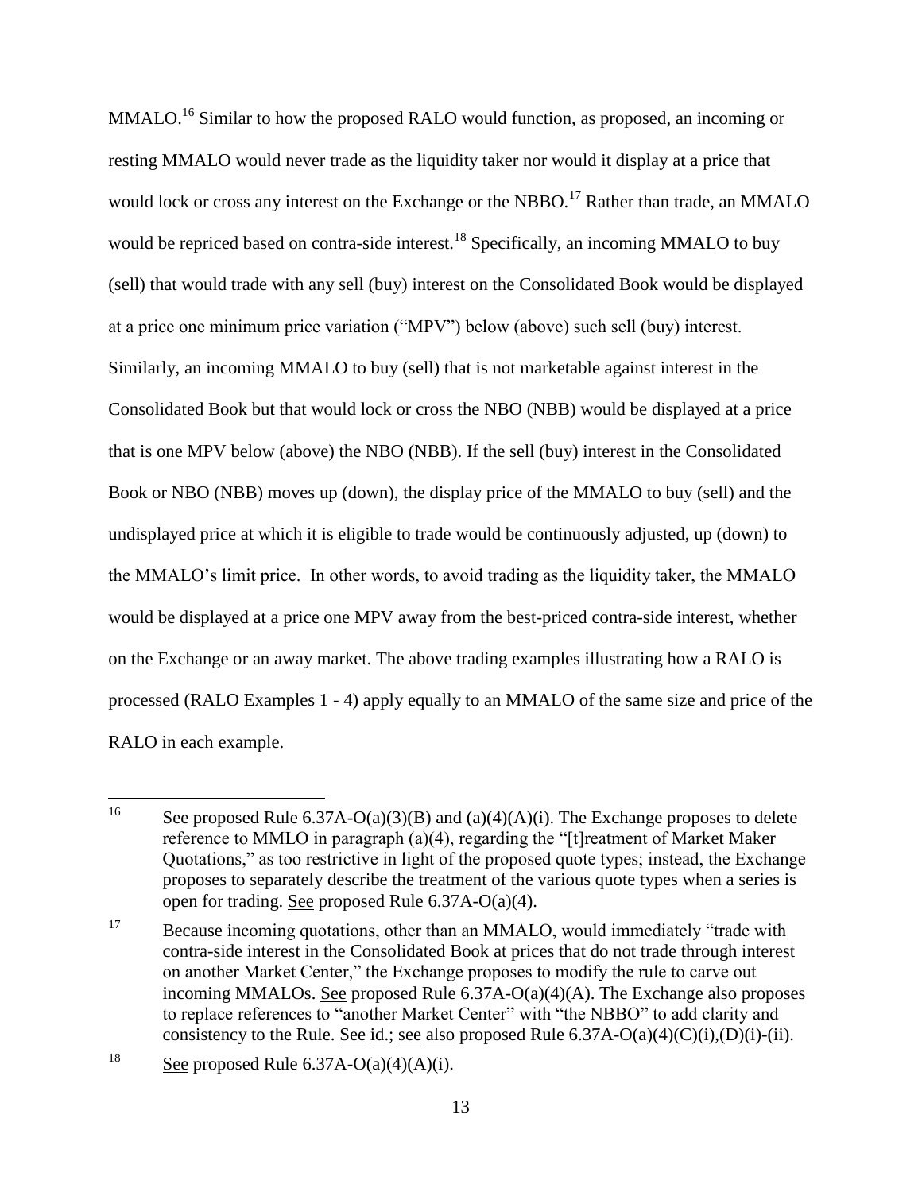MMALO.[16] Similar to how the proposed RALO would function, as proposed, an incoming or resting MMALO would never trade as the liquidity taker nor would it display at a price that would lock or cross any interest on the Exchange or the NBBO.[17] Rather than trade, an MMALO would be repriced based on contra-side interest.[18] Specifically, an incoming MMALO to buy (sell) that would trade with any sell (buy) interest on the Consolidated Book would be displayed at a price one minimum price variation ("MPV") below (above) such sell (buy) interest. Similarly, an incoming MMALO to buy (sell) that is not marketable against interest in the Consolidated Book but that would lock or cross the NBO (NBB) would be displayed at a price that is one MPV below (above) the NBO (NBB). If the sell (buy) interest in the Consolidated Book or NBO (NBB) moves up (down), the display price of the MMALO to buy (sell) and the undisplayed price at which it is eligible to trade would be continuously adjusted, up (down) to the MMALO's limit price. In other words, to avoid trading as the liquidity taker, the MMALO would be displayed at a price one MPV away from the best-priced contra-side interest, whether on the Exchange or an away market. The above trading examples illustrating how a RALO is processed (RALO Examples 1 - 4) apply equally to an MMALO of the same size and price of the RALO in each example.

---

[16] See proposed Rule 6.37A-O(a)(3)(B) and (a)(4)(A)(i). The Exchange proposes to delete reference to MMLO in paragraph (a)(4), regarding the "[t]reatment of Market Maker Quotations," as too restrictive in light of the proposed quote types; instead, the Exchange proposes to separately describe the treatment of the various quote types when a series is open for trading. See proposed Rule 6.37A-O(a)(4).

[17] Because incoming quotations, other than an MMALO, would immediately "trade with contra-side interest in the Consolidated Book at prices that do not trade through interest on another Market Center," the Exchange proposes to modify the rule to carve out incoming MMALOs. See proposed Rule 6.37A-O(a)(4)(A). The Exchange also proposes to replace references to "another Market Center" with "the NBBO" to add clarity and consistency to the Rule. See id.; see also proposed Rule 6.37A-O(a)(4)(C)(i),(D)(i)-(ii).

[18] See proposed Rule 6.37A-O(a)(4)(A)(i).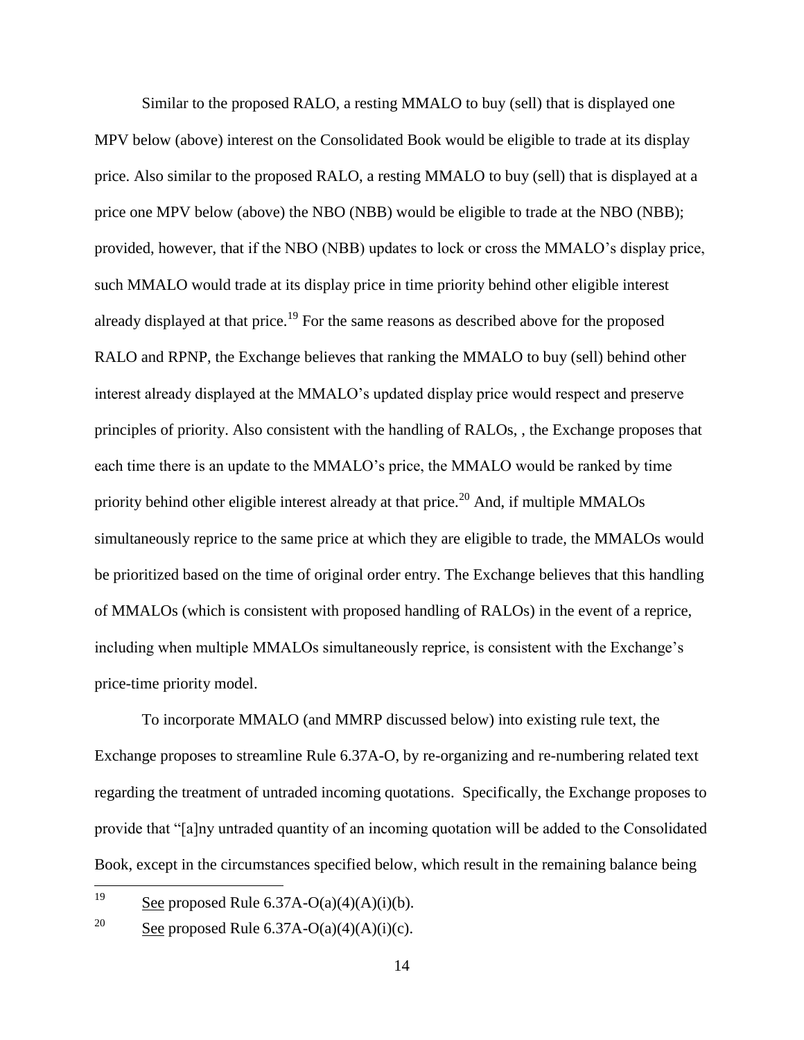Similar to the proposed RALO, a resting MMALO to buy (sell) that is displayed one MPV below (above) interest on the Consolidated Book would be eligible to trade at its display price. Also similar to the proposed RALO, a resting MMALO to buy (sell) that is displayed at a price one MPV below (above) the NBO (NBB) would be eligible to trade at the NBO (NBB); provided, however, that if the NBO (NBB) updates to lock or cross the MMALO's display price, such MMALO would trade at its display price in time priority behind other eligible interest already displayed at that price.[19] For the same reasons as described above for the proposed RALO and RPNP, the Exchange believes that ranking the MMALO to buy (sell) behind other interest already displayed at the MMALO's updated display price would respect and preserve principles of priority. Also consistent with the handling of RALOs, , the Exchange proposes that each time there is an update to the MMALO's price, the MMALO would be ranked by time priority behind other eligible interest already at that price.[20] And, if multiple MMALOs simultaneously reprice to the same price at which they are eligible to trade, the MMALOs would be prioritized based on the time of original order entry. The Exchange believes that this handling of MMALOs (which is consistent with proposed handling of RALOs) in the event of a reprice, including when multiple MMALOs simultaneously reprice, is consistent with the Exchange's price-time priority model.

To incorporate MMALO (and MMRP discussed below) into existing rule text, the Exchange proposes to streamline Rule 6.37A-O, by re-organizing and re-numbering related text regarding the treatment of untraded incoming quotations. Specifically, the Exchange proposes to provide that "[a]ny untraded quantity of an incoming quotation will be added to the Consolidated Book, except in the circumstances specified below, which result in the remaining balance being

---

[19] See proposed Rule 6.37A-O(a)(4)(A)(i)(b).

[20] See proposed Rule 6.37A-O(a)(4)(A)(i)(c).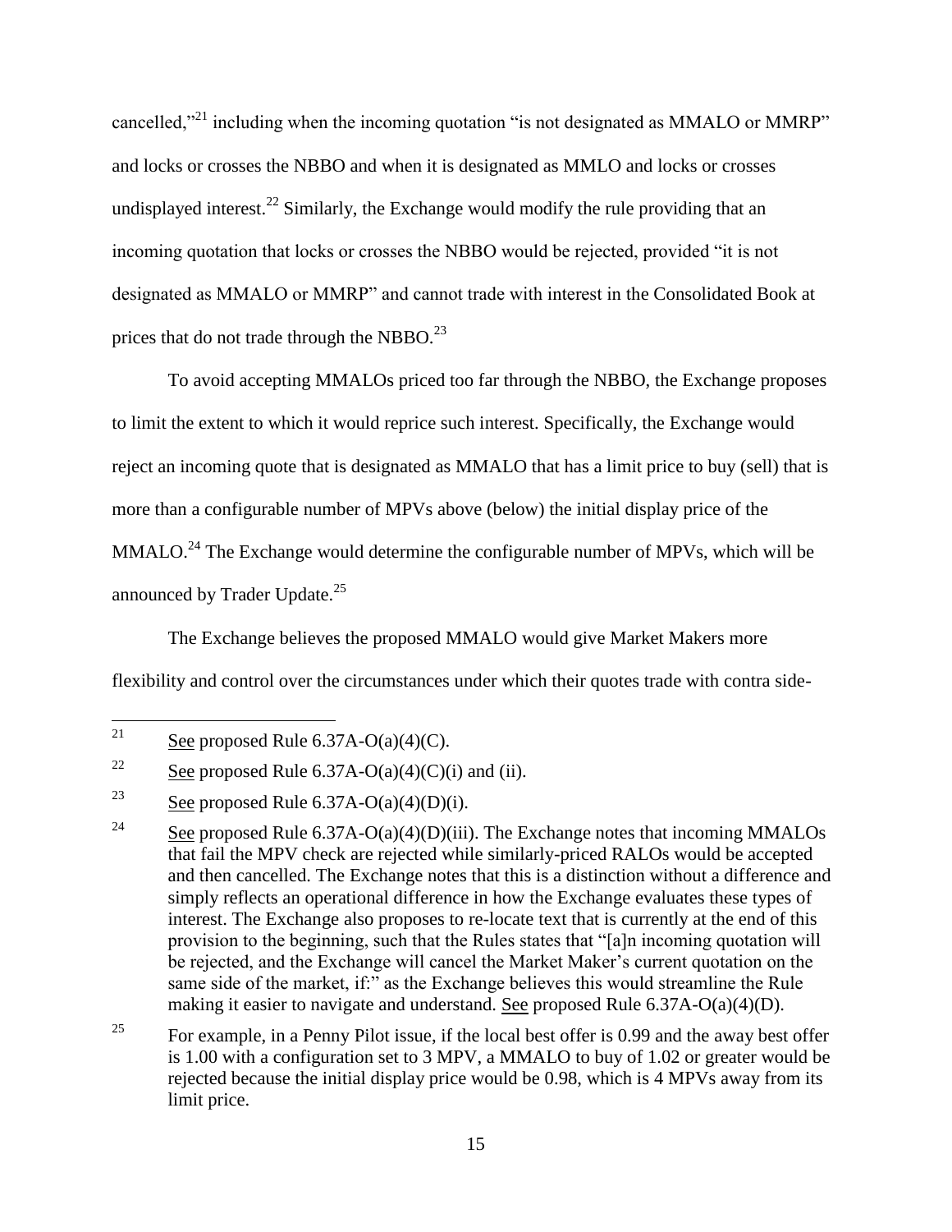cancelled,"[21] including when the incoming quotation "is not designated as MMALO or MMRP" and locks or crosses the NBBO and when it is designated as MMLO and locks or crosses undisplayed interest.[22] Similarly, the Exchange would modify the rule providing that an incoming quotation that locks or crosses the NBBO would be rejected, provided "it is not designated as MMALO or MMRP" and cannot trade with interest in the Consolidated Book at prices that do not trade through the NBBO.[23]

To avoid accepting MMALOs priced too far through the NBBO, the Exchange proposes to limit the extent to which it would reprice such interest. Specifically, the Exchange would reject an incoming quote that is designated as MMALO that has a limit price to buy (sell) that is more than a configurable number of MPVs above (below) the initial display price of the MMALO.[24] The Exchange would determine the configurable number of MPVs, which will be announced by Trader Update.[25]

The Exchange believes the proposed MMALO would give Market Makers more flexibility and control over the circumstances under which their quotes trade with contra side-

---

[21] See proposed Rule 6.37A-O(a)(4)(C).

[22] See proposed Rule 6.37A-O(a)(4)(C)(i) and (ii).

[23] See proposed Rule 6.37A-O(a)(4)(D)(i).

[24] See proposed Rule 6.37A-O(a)(4)(D)(iii). The Exchange notes that incoming MMALOs that fail the MPV check are rejected while similarly-priced RALOs would be accepted and then cancelled. The Exchange notes that this is a distinction without a difference and simply reflects an operational difference in how the Exchange evaluates these types of interest. The Exchange also proposes to re-locate text that is currently at the end of this provision to the beginning, such that the Rules states that "[a]n incoming quotation will be rejected, and the Exchange will cancel the Market Maker's current quotation on the same side of the market, if:" as the Exchange believes this would streamline the Rule making it easier to navigate and understand. See proposed Rule 6.37A-O(a)(4)(D).

[25] For example, in a Penny Pilot issue, if the local best offer is 0.99 and the away best offer is 1.00 with a configuration set to 3 MPV, a MMALO to buy of 1.02 or greater would be rejected because the initial display price would be 0.98, which is 4 MPVs away from its limit price.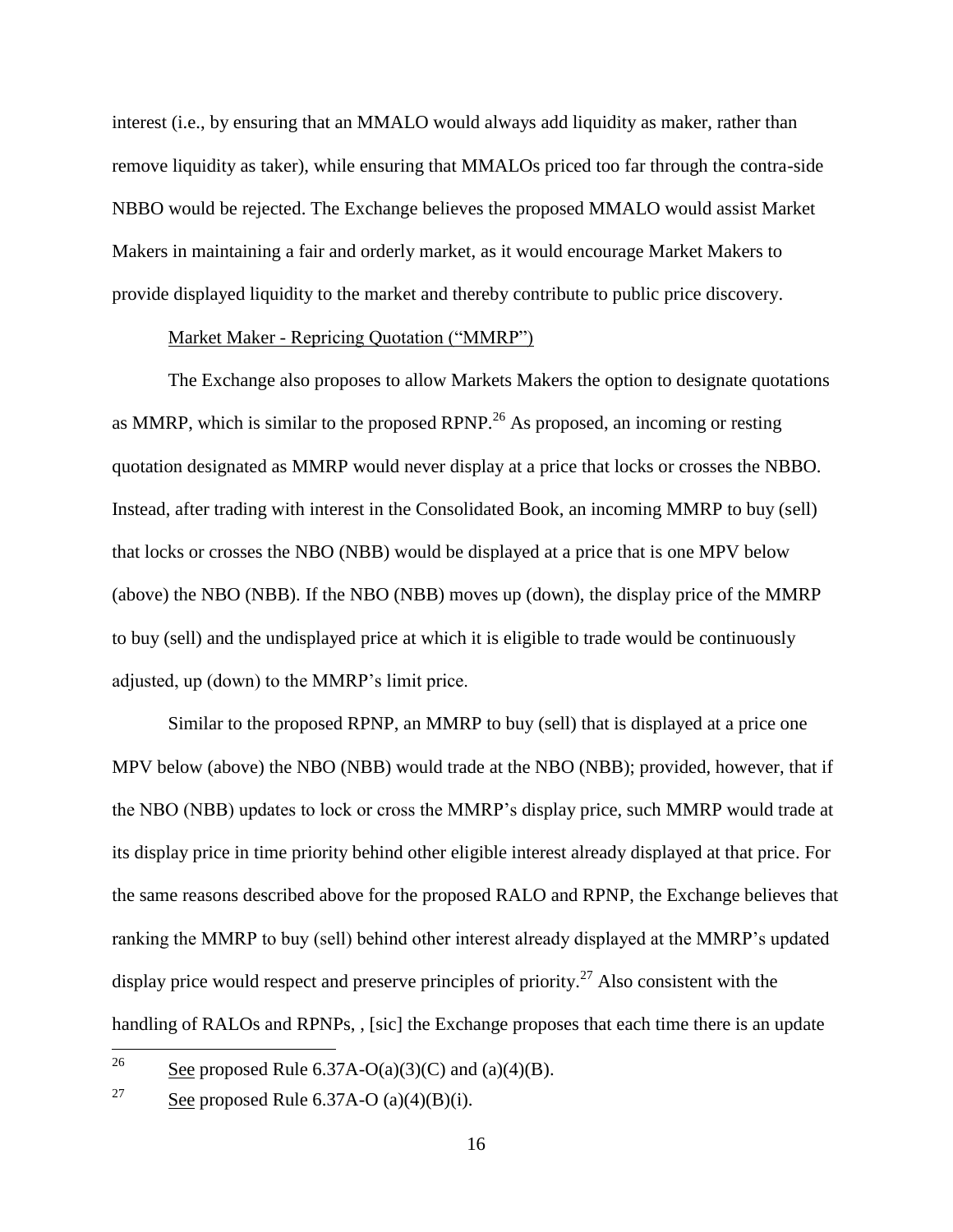interest (i.e., by ensuring that an MMALO would always add liquidity as maker, rather than remove liquidity as taker), while ensuring that MMALOs priced too far through the contra-side NBBO would be rejected. The Exchange believes the proposed MMALO would assist Market Makers in maintaining a fair and orderly market, as it would encourage Market Makers to provide displayed liquidity to the market and thereby contribute to public price discovery.

Market Maker - Repricing Quotation ("MMRP")

The Exchange also proposes to allow Markets Makers the option to designate quotations as MMRP, which is similar to the proposed RPNP.[26] As proposed, an incoming or resting quotation designated as MMRP would never display at a price that locks or crosses the NBBO. Instead, after trading with interest in the Consolidated Book, an incoming MMRP to buy (sell) that locks or crosses the NBO (NBB) would be displayed at a price that is one MPV below (above) the NBO (NBB). If the NBO (NBB) moves up (down), the display price of the MMRP to buy (sell) and the undisplayed price at which it is eligible to trade would be continuously adjusted, up (down) to the MMRP's limit price.

Similar to the proposed RPNP, an MMRP to buy (sell) that is displayed at a price one MPV below (above) the NBO (NBB) would trade at the NBO (NBB); provided, however, that if the NBO (NBB) updates to lock or cross the MMRP's display price, such MMRP would trade at its display price in time priority behind other eligible interest already displayed at that price. For the same reasons described above for the proposed RALO and RPNP, the Exchange believes that ranking the MMRP to buy (sell) behind other interest already displayed at the MMRP's updated display price would respect and preserve principles of priority.[27] Also consistent with the handling of RALOs and RPNPs, , [sic] the Exchange proposes that each time there is an update

---

[26] See proposed Rule 6.37A-O(a)(3)(C) and (a)(4)(B).

[27] See proposed Rule 6.37A-O (a)(4)(B)(i).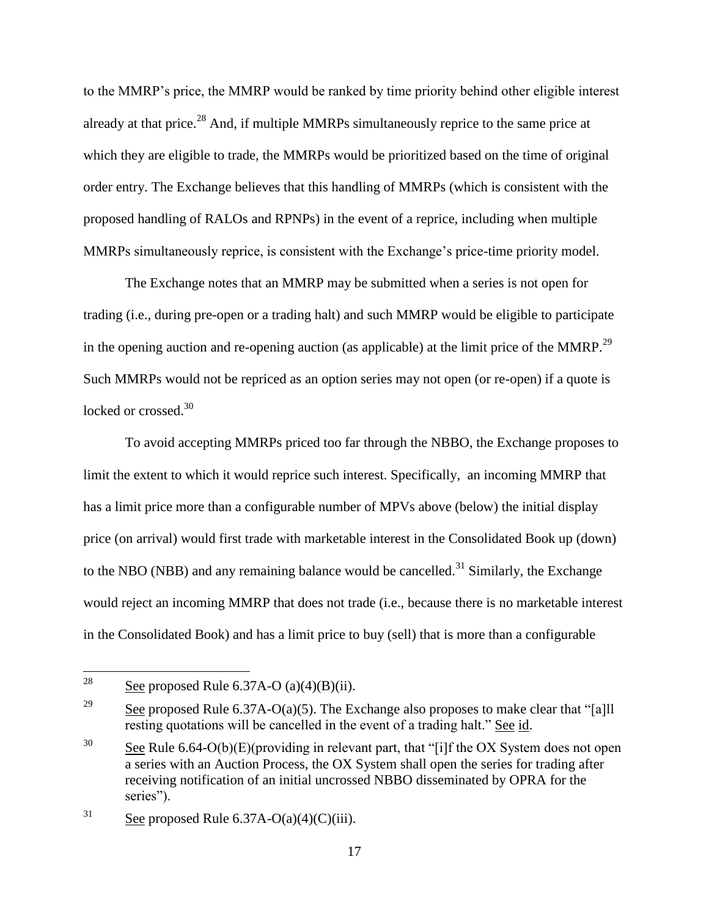to the MMRP's price, the MMRP would be ranked by time priority behind other eligible interest already at that price.[28] And, if multiple MMRPs simultaneously reprice to the same price at which they are eligible to trade, the MMRPs would be prioritized based on the time of original order entry. The Exchange believes that this handling of MMRPs (which is consistent with the proposed handling of RALOs and RPNPs) in the event of a reprice, including when multiple MMRPs simultaneously reprice, is consistent with the Exchange's price-time priority model.

The Exchange notes that an MMRP may be submitted when a series is not open for trading (i.e., during pre-open or a trading halt) and such MMRP would be eligible to participate in the opening auction and re-opening auction (as applicable) at the limit price of the MMRP.[29] Such MMRPs would not be repriced as an option series may not open (or re-open) if a quote is locked or crossed.[30]

To avoid accepting MMRPs priced too far through the NBBO, the Exchange proposes to limit the extent to which it would reprice such interest. Specifically, an incoming MMRP that has a limit price more than a configurable number of MPVs above (below) the initial display price (on arrival) would first trade with marketable interest in the Consolidated Book up (down) to the NBO (NBB) and any remaining balance would be cancelled.[31] Similarly, the Exchange would reject an incoming MMRP that does not trade (i.e., because there is no marketable interest in the Consolidated Book) and has a limit price to buy (sell) that is more than a configurable

---

[28] See proposed Rule 6.37A-O (a)(4)(B)(ii).

[29] See proposed Rule 6.37A-O(a)(5). The Exchange also proposes to make clear that "[a]ll resting quotations will be cancelled in the event of a trading halt." See id.

[30] See Rule 6.64-O(b)(E)(providing in relevant part, that "[i]f the OX System does not open a series with an Auction Process, the OX System shall open the series for trading after receiving notification of an initial uncrossed NBBO disseminated by OPRA for the series").

[31] See proposed Rule 6.37A-O(a)(4)(C)(iii).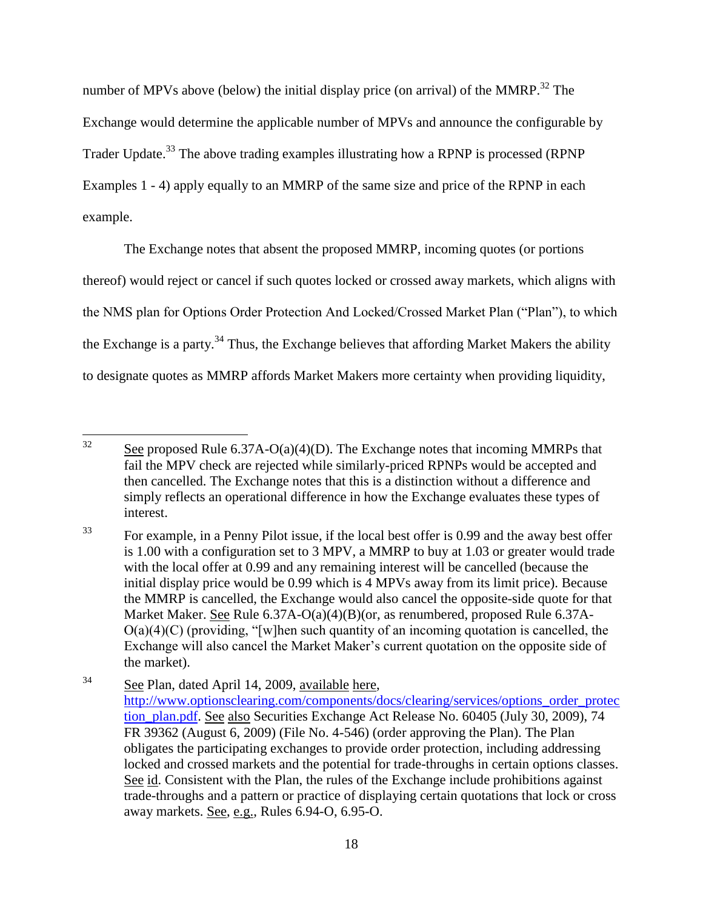number of MPVs above (below) the initial display price (on arrival) of the MMRP.[32] The Exchange would determine the applicable number of MPVs and announce the configurable by Trader Update.[33] The above trading examples illustrating how a RPNP is processed (RPNP Examples 1 - 4) apply equally to an MMRP of the same size and price of the RPNP in each example.

The Exchange notes that absent the proposed MMRP, incoming quotes (or portions thereof) would reject or cancel if such quotes locked or crossed away markets, which aligns with the NMS plan for Options Order Protection And Locked/Crossed Market Plan ("Plan"), to which the Exchange is a party.[34] Thus, the Exchange believes that affording Market Makers the ability to designate quotes as MMRP affords Market Makers more certainty when providing liquidity,

---

[32] See proposed Rule 6.37A-O(a)(4)(D). The Exchange notes that incoming MMRPs that fail the MPV check are rejected while similarly-priced RPNPs would be accepted and then cancelled. The Exchange notes that this is a distinction without a difference and simply reflects an operational difference in how the Exchange evaluates these types of interest.

[33] For example, in a Penny Pilot issue, if the local best offer is 0.99 and the away best offer is 1.00 with a configuration set to 3 MPV, a MMRP to buy at 1.03 or greater would trade with the local offer at 0.99 and any remaining interest will be cancelled (because the initial display price would be 0.99 which is 4 MPVs away from its limit price). Because the MMRP is cancelled, the Exchange would also cancel the opposite-side quote for that Market Maker. See Rule 6.37A-O(a)(4)(B)(or, as renumbered, proposed Rule 6.37A-O(a)(4)(C) (providing, "[w]hen such quantity of an incoming quotation is cancelled, the Exchange will also cancel the Market Maker's current quotation on the opposite side of the market).

[34] See Plan, dated April 14, 2009, available here, http://www.optionsclearing.com/components/docs/clearing/services/options_order_protection_plan.pdf. See also Securities Exchange Act Release No. 60405 (July 30, 2009), 74 FR 39362 (August 6, 2009) (File No. 4-546) (order approving the Plan). The Plan obligates the participating exchanges to provide order protection, including addressing locked and crossed markets and the potential for trade-throughs in certain options classes. See id. Consistent with the Plan, the rules of the Exchange include prohibitions against trade-throughs and a pattern or practice of displaying certain quotations that lock or cross away markets. See, e.g., Rules 6.94-O, 6.95-O.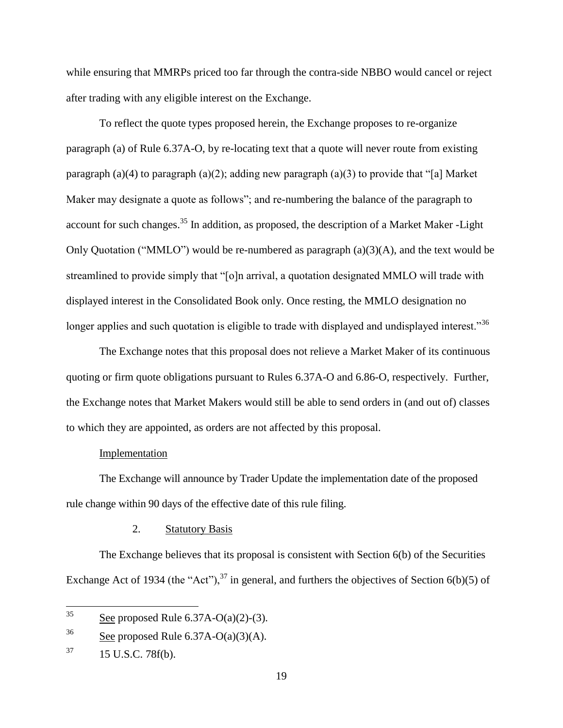while ensuring that MMRPs priced too far through the contra-side NBBO would cancel or reject after trading with any eligible interest on the Exchange.

To reflect the quote types proposed herein, the Exchange proposes to re-organize paragraph (a) of Rule 6.37A-O, by re-locating text that a quote will never route from existing paragraph (a)(4) to paragraph (a)(2); adding new paragraph (a)(3) to provide that "[a] Market Maker may designate a quote as follows"; and re-numbering the balance of the paragraph to account for such changes.[35] In addition, as proposed, the description of a Market Maker -Light Only Quotation ("MMLO") would be re-numbered as paragraph (a)(3)(A), and the text would be streamlined to provide simply that "[o]n arrival, a quotation designated MMLO will trade with displayed interest in the Consolidated Book only. Once resting, the MMLO designation no longer applies and such quotation is eligible to trade with displayed and undisplayed interest."[36]

The Exchange notes that this proposal does not relieve a Market Maker of its continuous quoting or firm quote obligations pursuant to Rules 6.37A-O and 6.86-O, respectively. Further, the Exchange notes that Market Makers would still be able to send orders in (and out of) classes to which they are appointed, as orders are not affected by this proposal.

Implementation

The Exchange will announce by Trader Update the implementation date of the proposed rule change within 90 days of the effective date of this rule filing.

2. Statutory Basis

The Exchange believes that its proposal is consistent with Section 6(b) of the Securities Exchange Act of 1934 (the "Act"),[37] in general, and furthers the objectives of Section 6(b)(5) of

---

[35] See proposed Rule 6.37A-O(a)(2)-(3).

[36] See proposed Rule 6.37A-O(a)(3)(A).

[37] 15 U.S.C. 78f(b).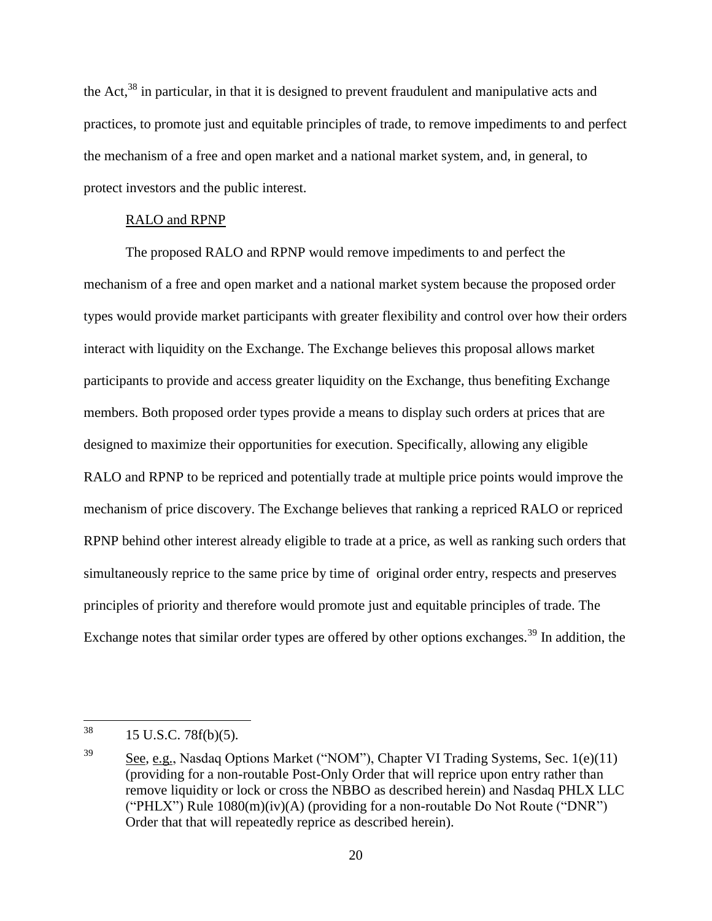the Act,[38] in particular, in that it is designed to prevent fraudulent and manipulative acts and practices, to promote just and equitable principles of trade, to remove impediments to and perfect the mechanism of a free and open market and a national market system, and, in general, to protect investors and the public interest.

RALO and RPNP

The proposed RALO and RPNP would remove impediments to and perfect the mechanism of a free and open market and a national market system because the proposed order types would provide market participants with greater flexibility and control over how their orders interact with liquidity on the Exchange. The Exchange believes this proposal allows market participants to provide and access greater liquidity on the Exchange, thus benefiting Exchange members. Both proposed order types provide a means to display such orders at prices that are designed to maximize their opportunities for execution. Specifically, allowing any eligible RALO and RPNP to be repriced and potentially trade at multiple price points would improve the mechanism of price discovery. The Exchange believes that ranking a repriced RALO or repriced RPNP behind other interest already eligible to trade at a price, as well as ranking such orders that simultaneously reprice to the same price by time of original order entry, respects and preserves principles of priority and therefore would promote just and equitable principles of trade. The Exchange notes that similar order types are offered by other options exchanges.[39] In addition, the

---

[38] 15 U.S.C. 78f(b)(5).

[39] See, e.g., Nasdaq Options Market ("NOM"), Chapter VI Trading Systems, Sec. 1(e)(11) (providing for a non-routable Post-Only Order that will reprice upon entry rather than remove liquidity or lock or cross the NBBO as described herein) and Nasdaq PHLX LLC ("PHLX") Rule 1080(m)(iv)(A) (providing for a non-routable Do Not Route ("DNR") Order that that will repeatedly reprice as described herein).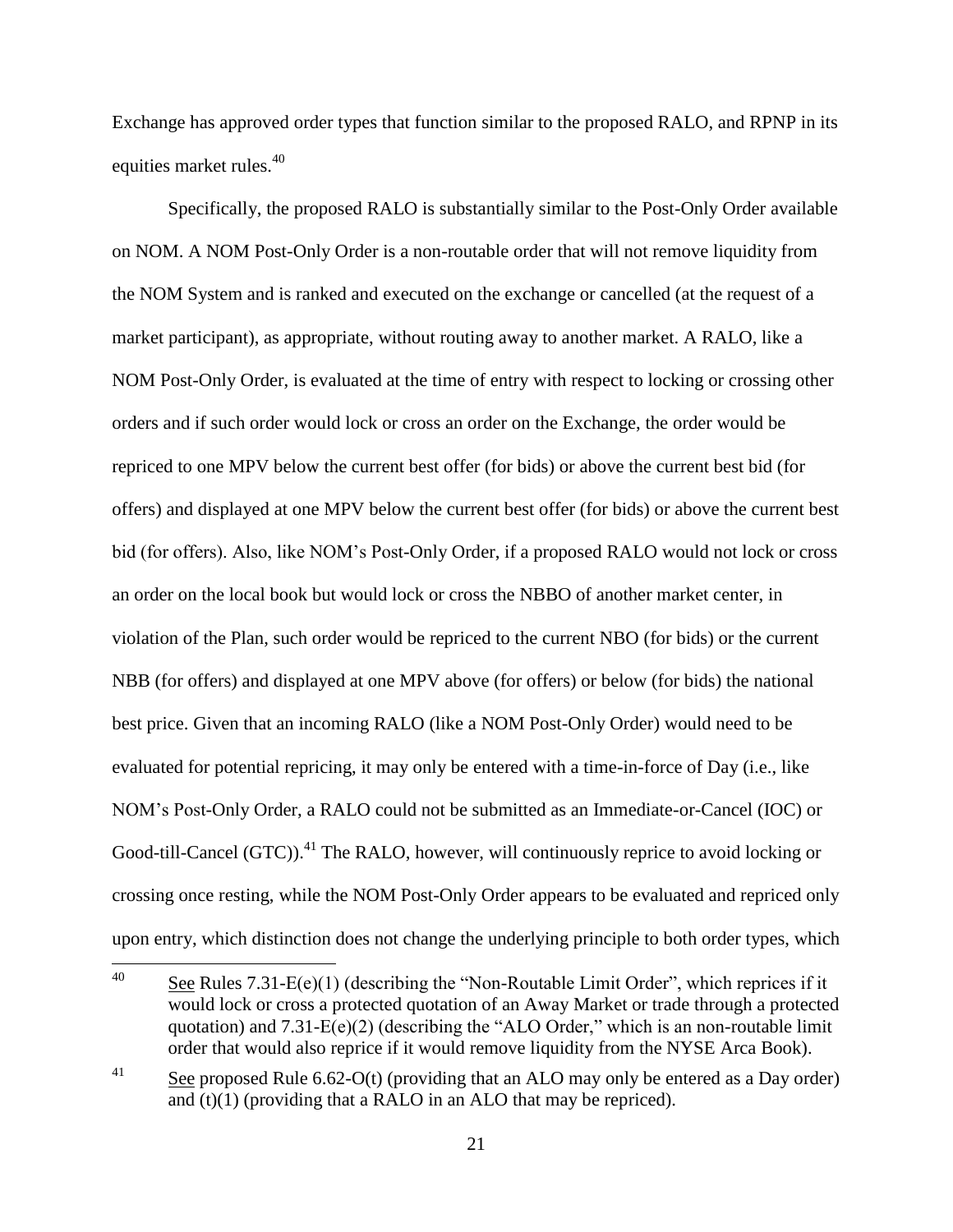Exchange has approved order types that function similar to the proposed RALO, and RPNP in its equities market rules.[40]

Specifically, the proposed RALO is substantially similar to the Post-Only Order available on NOM. A NOM Post-Only Order is a non-routable order that will not remove liquidity from the NOM System and is ranked and executed on the exchange or cancelled (at the request of a market participant), as appropriate, without routing away to another market. A RALO, like a NOM Post-Only Order, is evaluated at the time of entry with respect to locking or crossing other orders and if such order would lock or cross an order on the Exchange, the order would be repriced to one MPV below the current best offer (for bids) or above the current best bid (for offers) and displayed at one MPV below the current best offer (for bids) or above the current best bid (for offers). Also, like NOM's Post-Only Order, if a proposed RALO would not lock or cross an order on the local book but would lock or cross the NBBO of another market center, in violation of the Plan, such order would be repriced to the current NBO (for bids) or the current NBB (for offers) and displayed at one MPV above (for offers) or below (for bids) the national best price. Given that an incoming RALO (like a NOM Post-Only Order) would need to be evaluated for potential repricing, it may only be entered with a time-in-force of Day (i.e., like NOM's Post-Only Order, a RALO could not be submitted as an Immediate-or-Cancel (IOC) or Good-till-Cancel (GTC)).[41] The RALO, however, will continuously reprice to avoid locking or crossing once resting, while the NOM Post-Only Order appears to be evaluated and repriced only upon entry, which distinction does not change the underlying principle to both order types, which

---

[40] See Rules 7.31-E(e)(1) (describing the "Non-Routable Limit Order", which reprices if it would lock or cross a protected quotation of an Away Market or trade through a protected quotation) and 7.31-E(e)(2) (describing the "ALO Order," which is an non-routable limit order that would also reprice if it would remove liquidity from the NYSE Arca Book).

[41] See proposed Rule 6.62-O(t) (providing that an ALO may only be entered as a Day order) and (t)(1) (providing that a RALO in an ALO that may be repriced).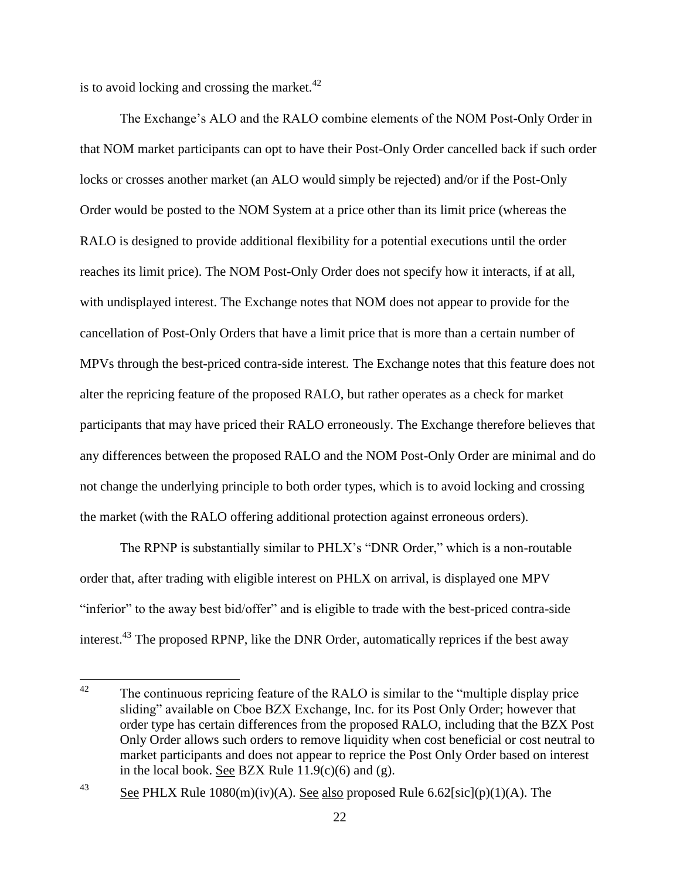is to avoid locking and crossing the market.[42]

The Exchange's ALO and the RALO combine elements of the NOM Post-Only Order in that NOM market participants can opt to have their Post-Only Order cancelled back if such order locks or crosses another market (an ALO would simply be rejected) and/or if the Post-Only Order would be posted to the NOM System at a price other than its limit price (whereas the RALO is designed to provide additional flexibility for a potential executions until the order reaches its limit price). The NOM Post-Only Order does not specify how it interacts, if at all, with undisplayed interest. The Exchange notes that NOM does not appear to provide for the cancellation of Post-Only Orders that have a limit price that is more than a certain number of MPVs through the best-priced contra-side interest. The Exchange notes that this feature does not alter the repricing feature of the proposed RALO, but rather operates as a check for market participants that may have priced their RALO erroneously. The Exchange therefore believes that any differences between the proposed RALO and the NOM Post-Only Order are minimal and do not change the underlying principle to both order types, which is to avoid locking and crossing the market (with the RALO offering additional protection against erroneous orders).

The RPNP is substantially similar to PHLX's "DNR Order," which is a non-routable order that, after trading with eligible interest on PHLX on arrival, is displayed one MPV "inferior" to the away best bid/offer" and is eligible to trade with the best-priced contra-side interest.[43] The proposed RPNP, like the DNR Order, automatically reprices if the best away

---

[42] The continuous repricing feature of the RALO is similar to the "multiple display price sliding" available on Cboe BZX Exchange, Inc. for its Post Only Order; however that order type has certain differences from the proposed RALO, including that the BZX Post Only Order allows such orders to remove liquidity when cost beneficial or cost neutral to market participants and does not appear to reprice the Post Only Order based on interest in the local book. See BZX Rule 11.9(c)(6) and (g).

[43] See PHLX Rule 1080(m)(iv)(A). See also proposed Rule 6.62[sic](p)(1)(A). The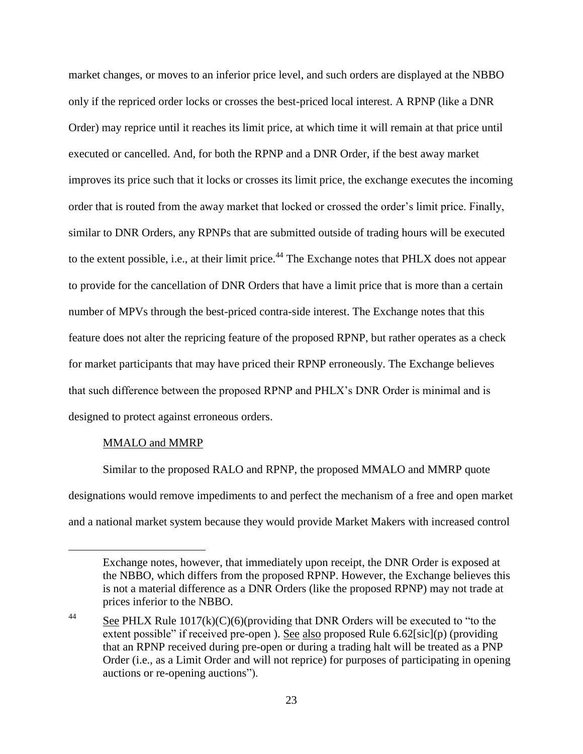market changes, or moves to an inferior price level, and such orders are displayed at the NBBO only if the repriced order locks or crosses the best-priced local interest. A RPNP (like a DNR Order) may reprice until it reaches its limit price, at which time it will remain at that price until executed or cancelled. And, for both the RPNP and a DNR Order, if the best away market improves its price such that it locks or crosses its limit price, the exchange executes the incoming order that is routed from the away market that locked or crossed the order's limit price. Finally, similar to DNR Orders, any RPNPs that are submitted outside of trading hours will be executed to the extent possible, i.e., at their limit price.[44] The Exchange notes that PHLX does not appear to provide for the cancellation of DNR Orders that have a limit price that is more than a certain number of MPVs through the best-priced contra-side interest. The Exchange notes that this feature does not alter the repricing feature of the proposed RPNP, but rather operates as a check for market participants that may have priced their RPNP erroneously. The Exchange believes that such difference between the proposed RPNP and PHLX's DNR Order is minimal and is designed to protect against erroneous orders.

MMALO and MMRP

Similar to the proposed RALO and RPNP, the proposed MMALO and MMRP quote designations would remove impediments to and perfect the mechanism of a free and open market and a national market system because they would provide Market Makers with increased control

---

Exchange notes, however, that immediately upon receipt, the DNR Order is exposed at the NBBO, which differs from the proposed RPNP. However, the Exchange believes this is not a material difference as a DNR Orders (like the proposed RPNP) may not trade at prices inferior to the NBBO.

[44] See PHLX Rule 1017(k)(C)(6)(providing that DNR Orders will be executed to "to the extent possible" if received pre-open ). See also proposed Rule 6.62[sic](p) (providing that an RPNP received during pre-open or during a trading halt will be treated as a PNP Order (i.e., as a Limit Order and will not reprice) for purposes of participating in opening auctions or re-opening auctions").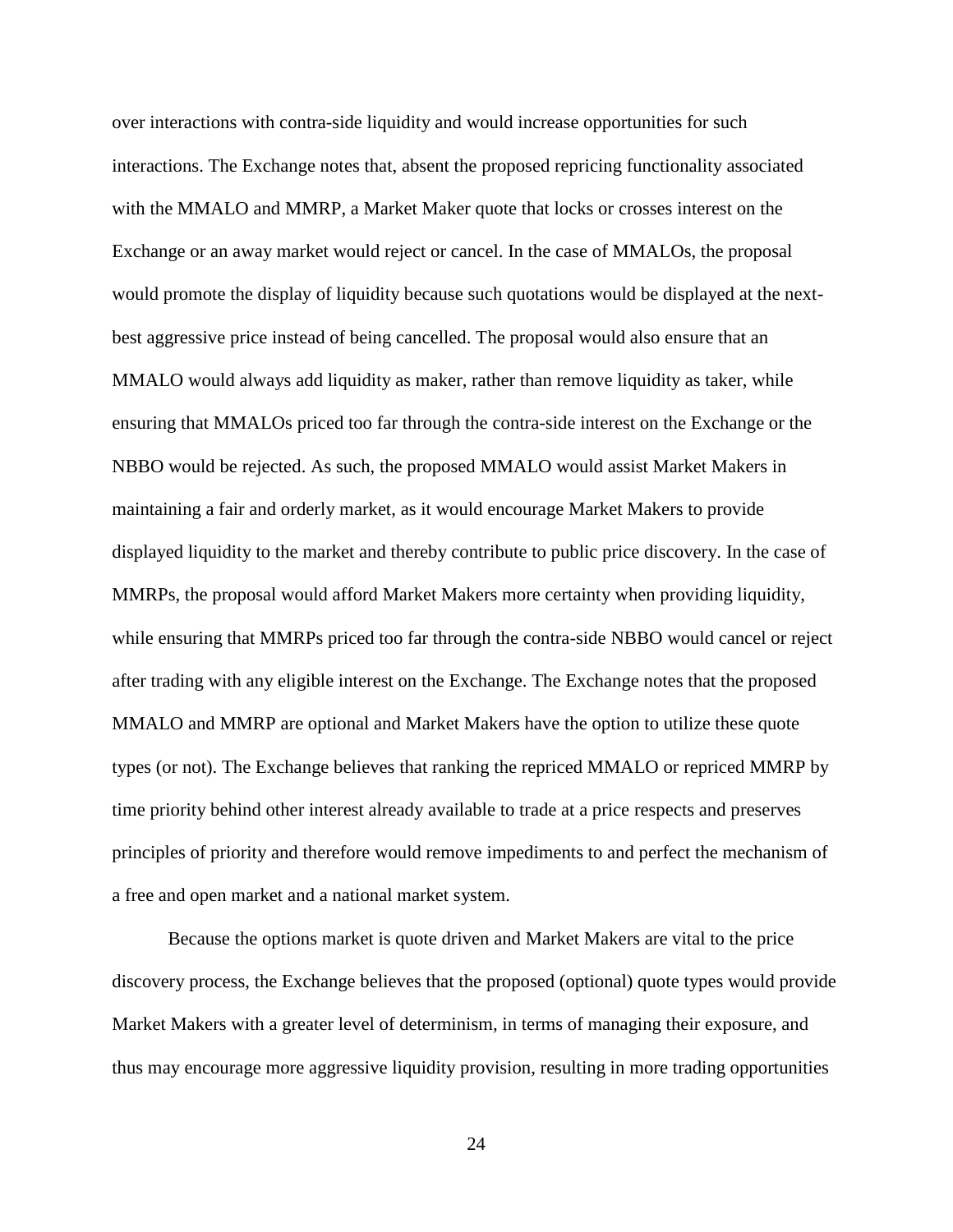over interactions with contra-side liquidity and would increase opportunities for such interactions. The Exchange notes that, absent the proposed repricing functionality associated with the MMALO and MMRP, a Market Maker quote that locks or crosses interest on the Exchange or an away market would reject or cancel. In the case of MMALOs, the proposal would promote the display of liquidity because such quotations would be displayed at the next-best aggressive price instead of being cancelled. The proposal would also ensure that an MMALO would always add liquidity as maker, rather than remove liquidity as taker, while ensuring that MMALOs priced too far through the contra-side interest on the Exchange or the NBBO would be rejected. As such, the proposed MMALO would assist Market Makers in maintaining a fair and orderly market, as it would encourage Market Makers to provide displayed liquidity to the market and thereby contribute to public price discovery. In the case of MMRPs, the proposal would afford Market Makers more certainty when providing liquidity, while ensuring that MMRPs priced too far through the contra-side NBBO would cancel or reject after trading with any eligible interest on the Exchange. The Exchange notes that the proposed MMALO and MMRP are optional and Market Makers have the option to utilize these quote types (or not). The Exchange believes that ranking the repriced MMALO or repriced MMRP by time priority behind other interest already available to trade at a price respects and preserves principles of priority and therefore would remove impediments to and perfect the mechanism of a free and open market and a national market system.

Because the options market is quote driven and Market Makers are vital to the price discovery process, the Exchange believes that the proposed (optional) quote types would provide Market Makers with a greater level of determinism, in terms of managing their exposure, and thus may encourage more aggressive liquidity provision, resulting in more trading opportunities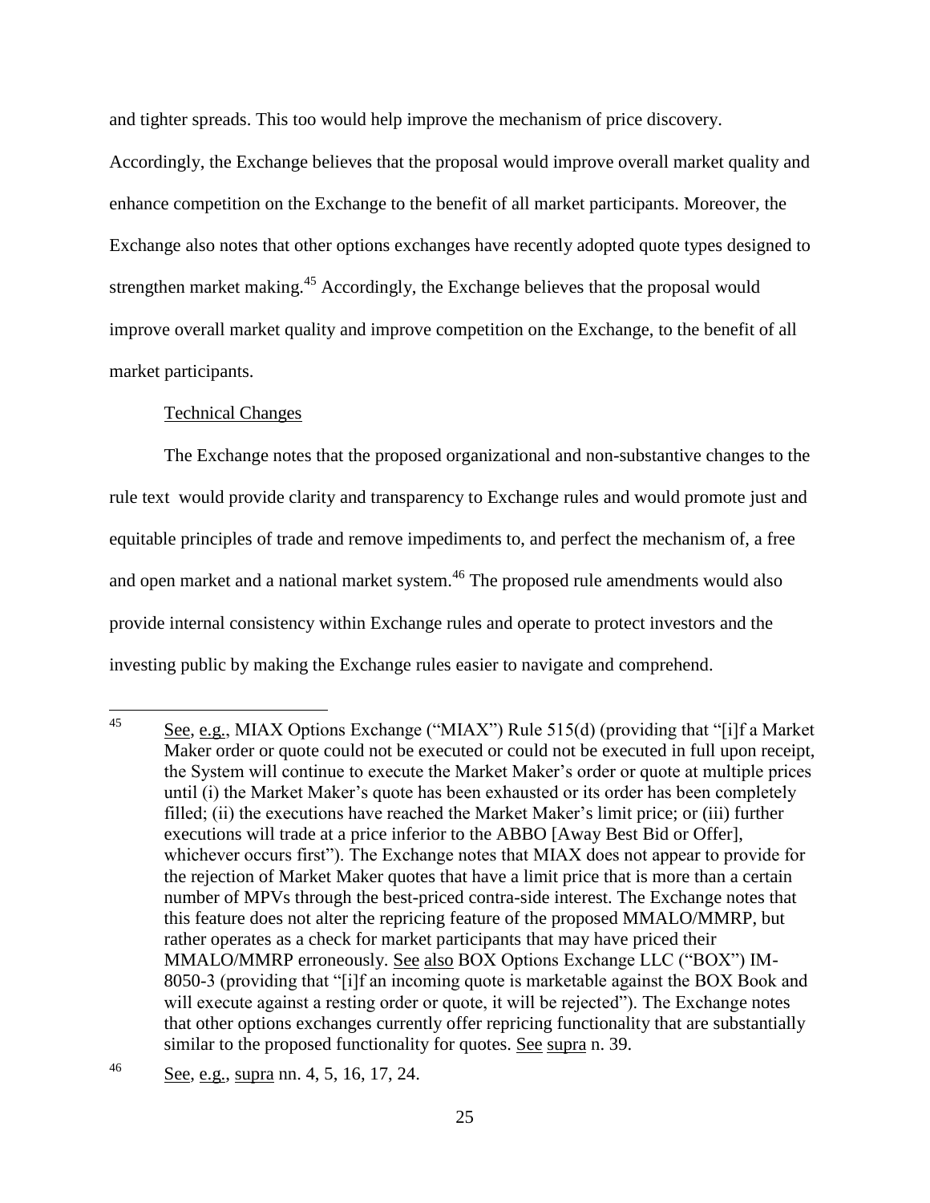and tighter spreads. This too would help improve the mechanism of price discovery. Accordingly, the Exchange believes that the proposal would improve overall market quality and enhance competition on the Exchange to the benefit of all market participants. Moreover, the Exchange also notes that other options exchanges have recently adopted quote types designed to strengthen market making.[45] Accordingly, the Exchange believes that the proposal would improve overall market quality and improve competition on the Exchange, to the benefit of all market participants.

Technical Changes

The Exchange notes that the proposed organizational and non-substantive changes to the rule text would provide clarity and transparency to Exchange rules and would promote just and equitable principles of trade and remove impediments to, and perfect the mechanism of, a free and open market and a national market system.[46] The proposed rule amendments would also provide internal consistency within Exchange rules and operate to protect investors and the investing public by making the Exchange rules easier to navigate and comprehend.

---

[45] See, e.g., MIAX Options Exchange ("MIAX") Rule 515(d) (providing that "[i]f a Market Maker order or quote could not be executed or could not be executed in full upon receipt, the System will continue to execute the Market Maker's order or quote at multiple prices until (i) the Market Maker's quote has been exhausted or its order has been completely filled; (ii) the executions have reached the Market Maker's limit price; or (iii) further executions will trade at a price inferior to the ABBO [Away Best Bid or Offer], whichever occurs first"). The Exchange notes that MIAX does not appear to provide for the rejection of Market Maker quotes that have a limit price that is more than a certain number of MPVs through the best-priced contra-side interest. The Exchange notes that this feature does not alter the repricing feature of the proposed MMALO/MMRP, but rather operates as a check for market participants that may have priced their MMALO/MMRP erroneously. See also BOX Options Exchange LLC ("BOX") IM-8050-3 (providing that "[i]f an incoming quote is marketable against the BOX Book and will execute against a resting order or quote, it will be rejected"). The Exchange notes that other options exchanges currently offer repricing functionality that are substantially similar to the proposed functionality for quotes. See supra n. 39.

[46] See, e.g., supra nn. 4, 5, 16, 17, 24.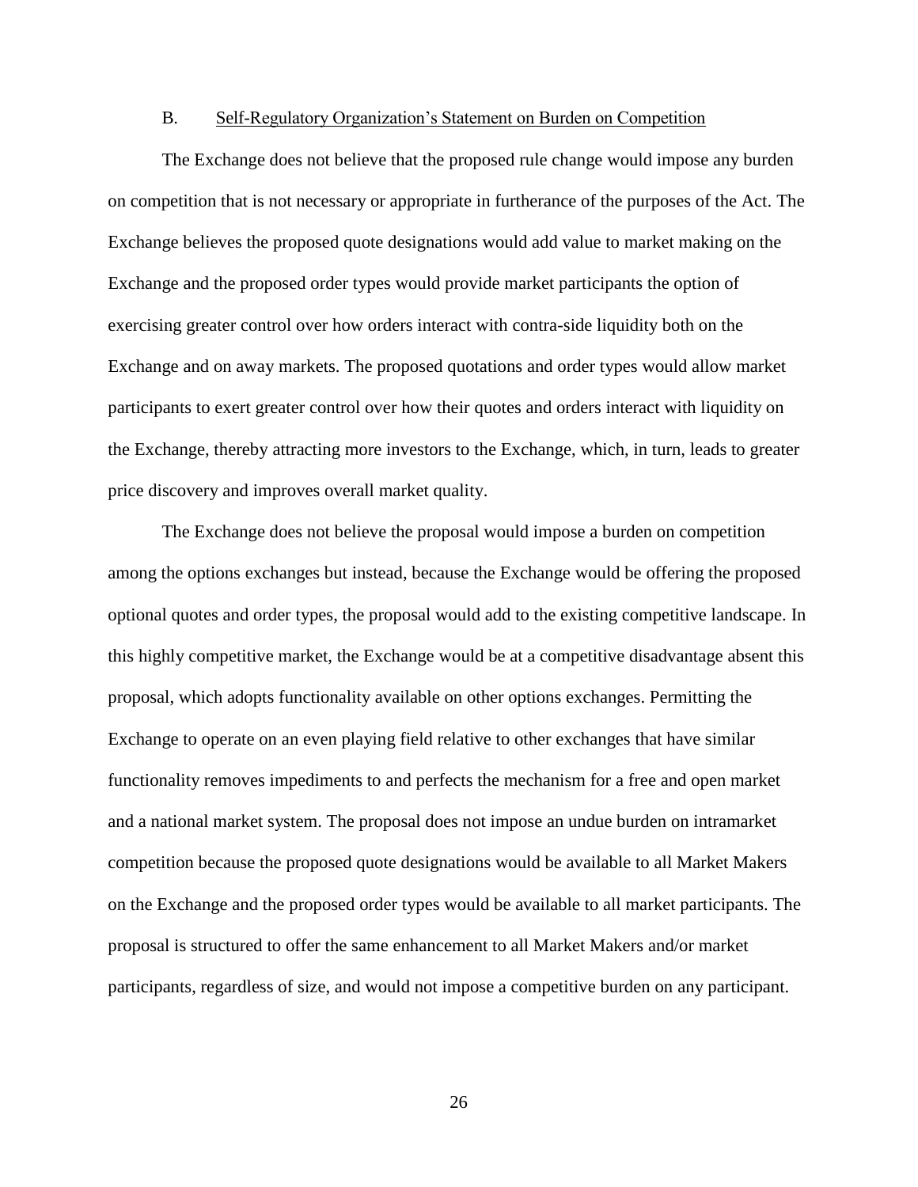### B. Self-Regulatory Organization's Statement on Burden on Competition

The Exchange does not believe that the proposed rule change would impose any burden on competition that is not necessary or appropriate in furtherance of the purposes of the Act. The Exchange believes the proposed quote designations would add value to market making on the Exchange and the proposed order types would provide market participants the option of exercising greater control over how orders interact with contra-side liquidity both on the Exchange and on away markets. The proposed quotations and order types would allow market participants to exert greater control over how their quotes and orders interact with liquidity on the Exchange, thereby attracting more investors to the Exchange, which, in turn, leads to greater price discovery and improves overall market quality.

The Exchange does not believe the proposal would impose a burden on competition among the options exchanges but instead, because the Exchange would be offering the proposed optional quotes and order types, the proposal would add to the existing competitive landscape. In this highly competitive market, the Exchange would be at a competitive disadvantage absent this proposal, which adopts functionality available on other options exchanges. Permitting the Exchange to operate on an even playing field relative to other exchanges that have similar functionality removes impediments to and perfects the mechanism for a free and open market and a national market system. The proposal does not impose an undue burden on intramarket competition because the proposed quote designations would be available to all Market Makers on the Exchange and the proposed order types would be available to all market participants. The proposal is structured to offer the same enhancement to all Market Makers and/or market participants, regardless of size, and would not impose a competitive burden on any participant.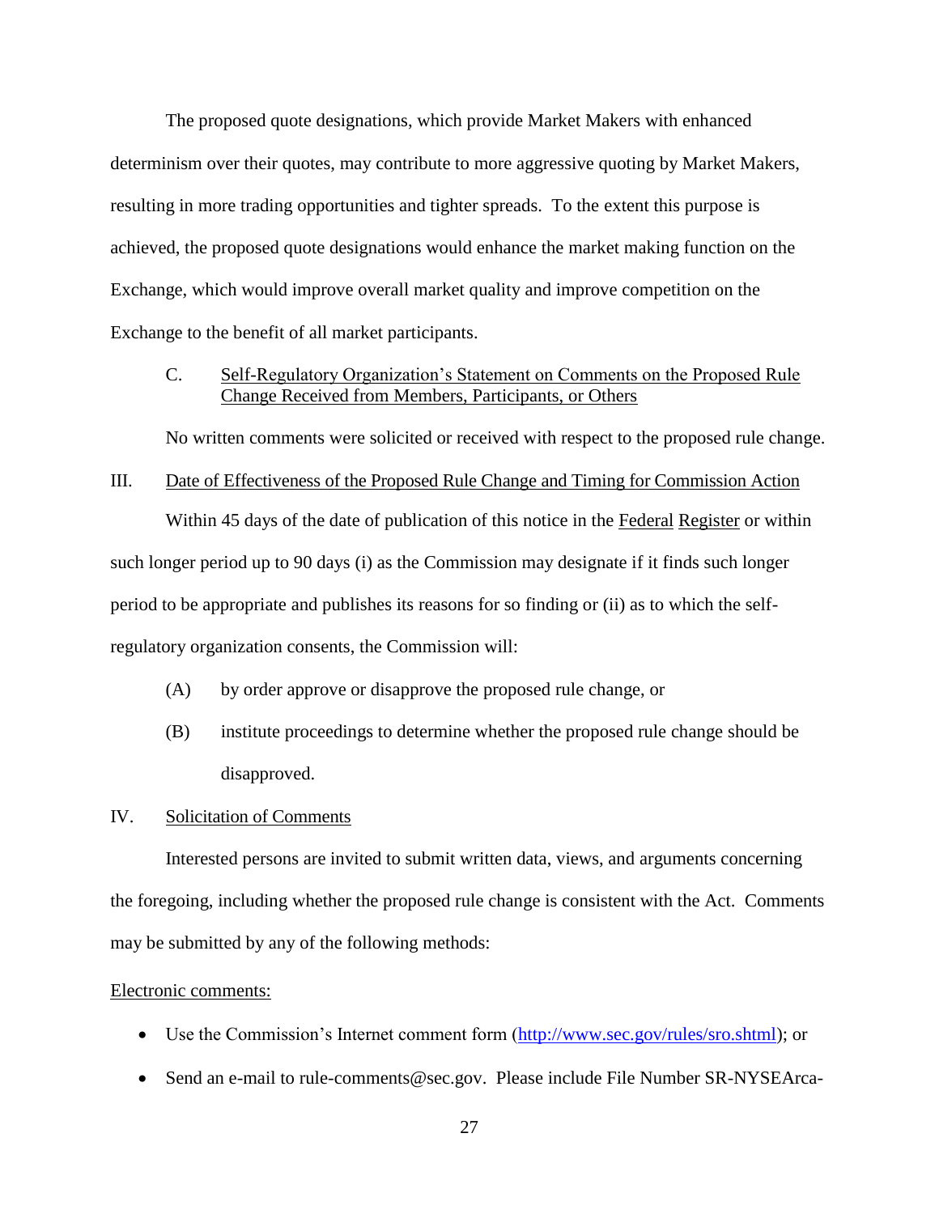The proposed quote designations, which provide Market Makers with enhanced determinism over their quotes, may contribute to more aggressive quoting by Market Makers, resulting in more trading opportunities and tighter spreads. To the extent this purpose is achieved, the proposed quote designations would enhance the market making function on the Exchange, which would improve overall market quality and improve competition on the Exchange to the benefit of all market participants.

C. Self-Regulatory Organization's Statement on Comments on the Proposed Rule Change Received from Members, Participants, or Others

No written comments were solicited or received with respect to the proposed rule change.

III. Date of Effectiveness of the Proposed Rule Change and Timing for Commission Action

Within 45 days of the date of publication of this notice in the Federal Register or within such longer period up to 90 days (i) as the Commission may designate if it finds such longer period to be appropriate and publishes its reasons for so finding or (ii) as to which the self-regulatory organization consents, the Commission will:

(A) by order approve or disapprove the proposed rule change, or

(B) institute proceedings to determine whether the proposed rule change should be disapproved.

IV. Solicitation of Comments

Interested persons are invited to submit written data, views, and arguments concerning the foregoing, including whether the proposed rule change is consistent with the Act. Comments may be submitted by any of the following methods:

Electronic comments:

- Use the Commission's Internet comment form (http://www.sec.gov/rules/sro.shtml); or
- Send an e-mail to rule-comments@sec.gov. Please include File Number SR-NYSEArca-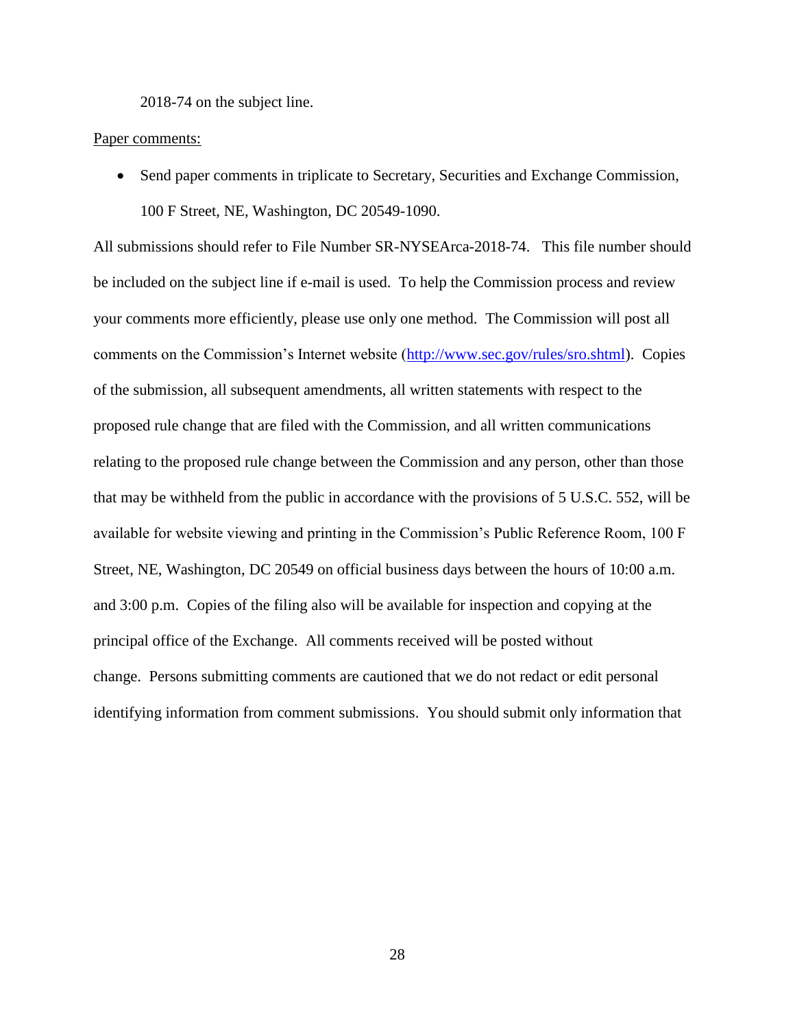2018-74 on the subject line.

Paper comments:

- Send paper comments in triplicate to Secretary, Securities and Exchange Commission, 100 F Street, NE, Washington, DC 20549-1090.

All submissions should refer to File Number SR-NYSEArca-2018-74. This file number should be included on the subject line if e-mail is used. To help the Commission process and review your comments more efficiently, please use only one method. The Commission will post all comments on the Commission's Internet website (http://www.sec.gov/rules/sro.shtml). Copies of the submission, all subsequent amendments, all written statements with respect to the proposed rule change that are filed with the Commission, and all written communications relating to the proposed rule change between the Commission and any person, other than those that may be withheld from the public in accordance with the provisions of 5 U.S.C. 552, will be available for website viewing and printing in the Commission's Public Reference Room, 100 F Street, NE, Washington, DC 20549 on official business days between the hours of 10:00 a.m. and 3:00 p.m. Copies of the filing also will be available for inspection and copying at the principal office of the Exchange. All comments received will be posted without change. Persons submitting comments are cautioned that we do not redact or edit personal identifying information from comment submissions. You should submit only information that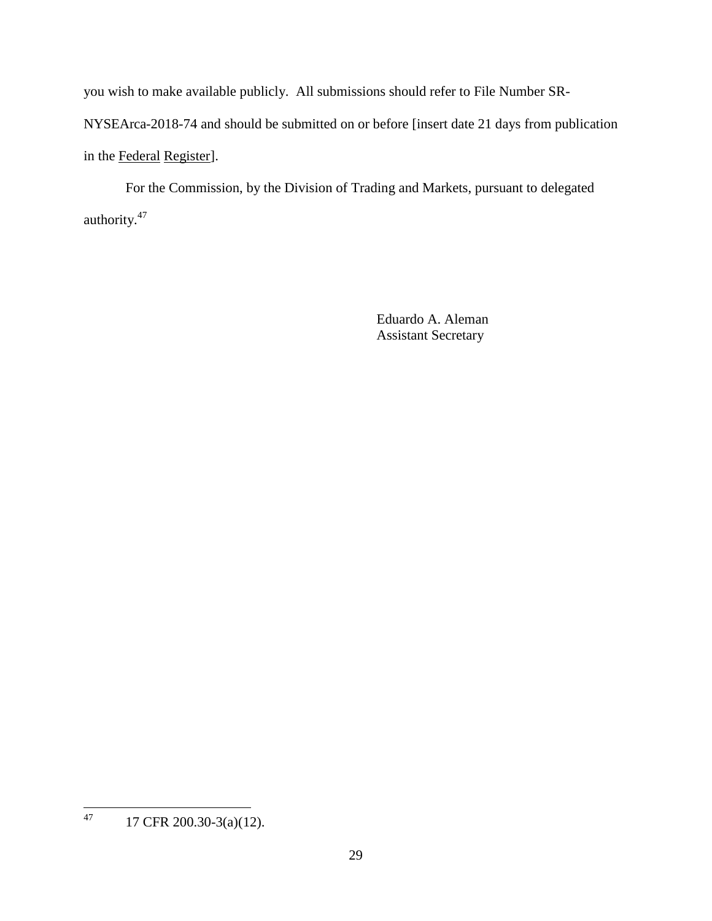you wish to make available publicly. All submissions should refer to File Number SR-NYSEArca-2018-74 and should be submitted on or before [insert date 21 days from publication in the Federal Register].

For the Commission, by the Division of Trading and Markets, pursuant to delegated authority.[47]

Eduardo A. Aleman
Assistant Secretary

---

[47] 17 CFR 200.30-3(a)(12).